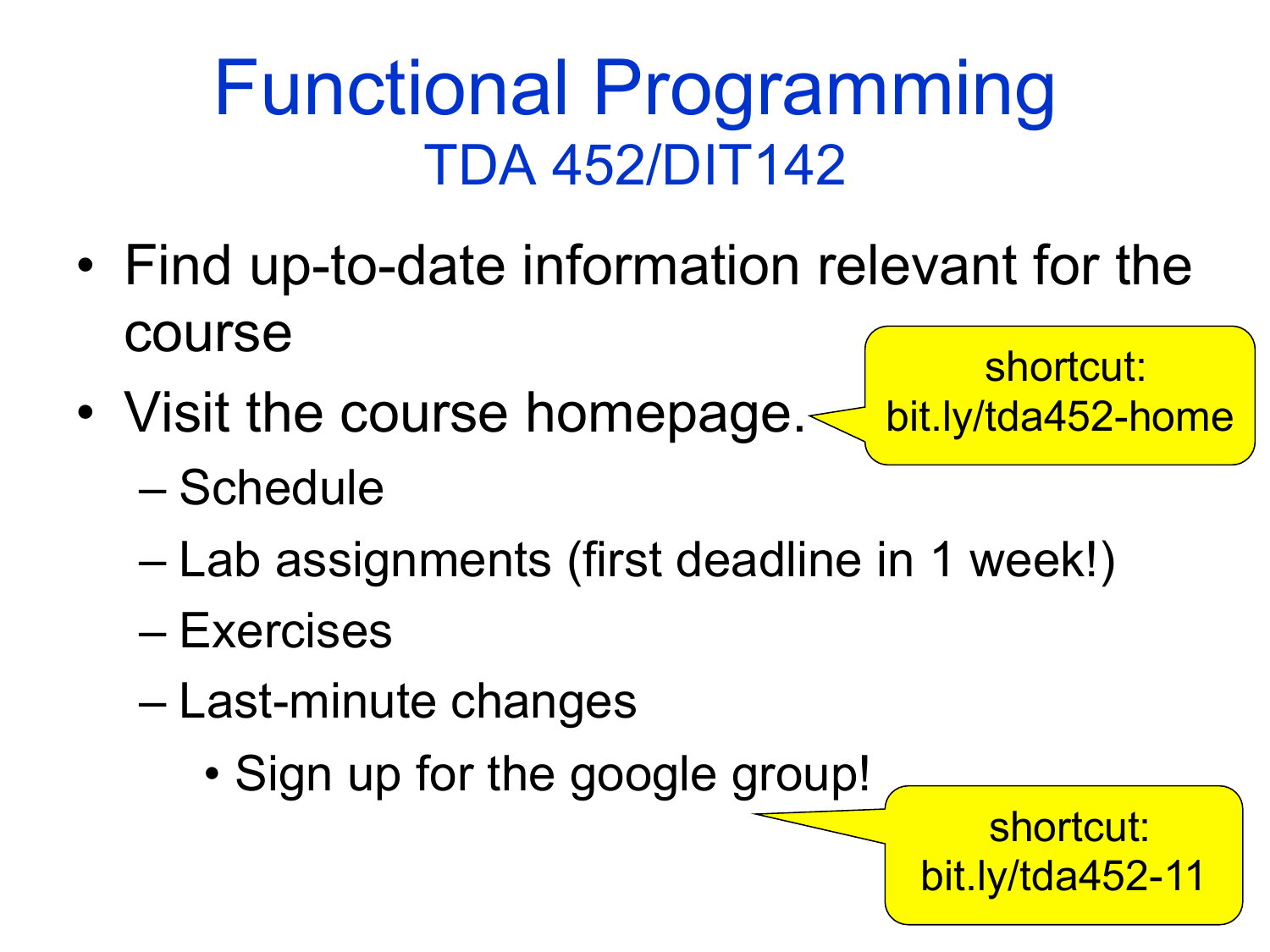# Functional Programming

## TDA 452/DIT142

- Find up-to-date information relevant for the course
- Visit the course homepage.
  - Schedule
  - Lab assignments (first deadline in 1 week!)
  - Exercises
  - Last-minute changes
    - Sign up for the google group!

shortcut: bit.ly/tda452-home

shortcut: bit.ly/tda452-11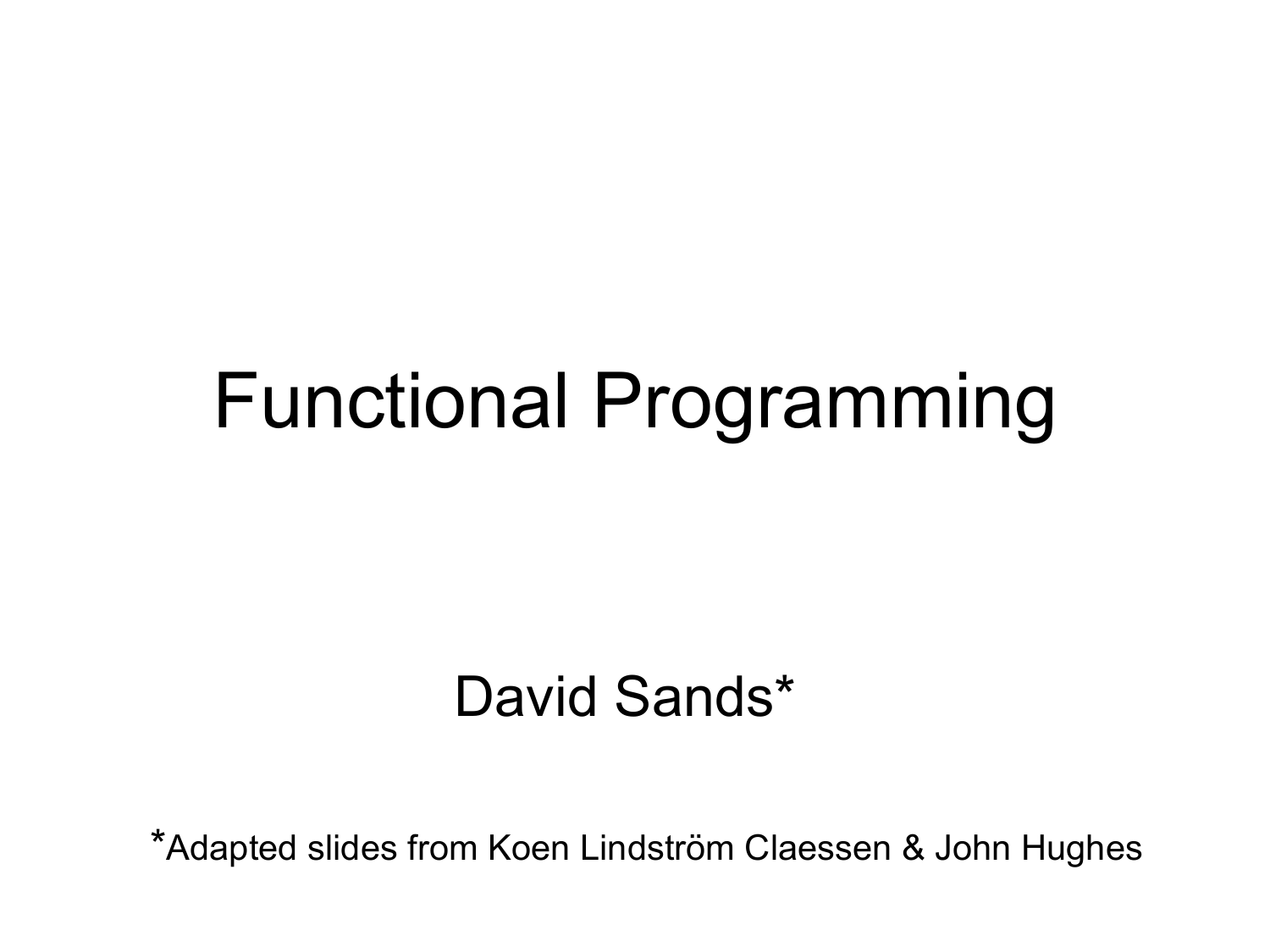# Functional Programming

David Sands*

*Adapted slides from Koen Lindström Claessen & John Hughes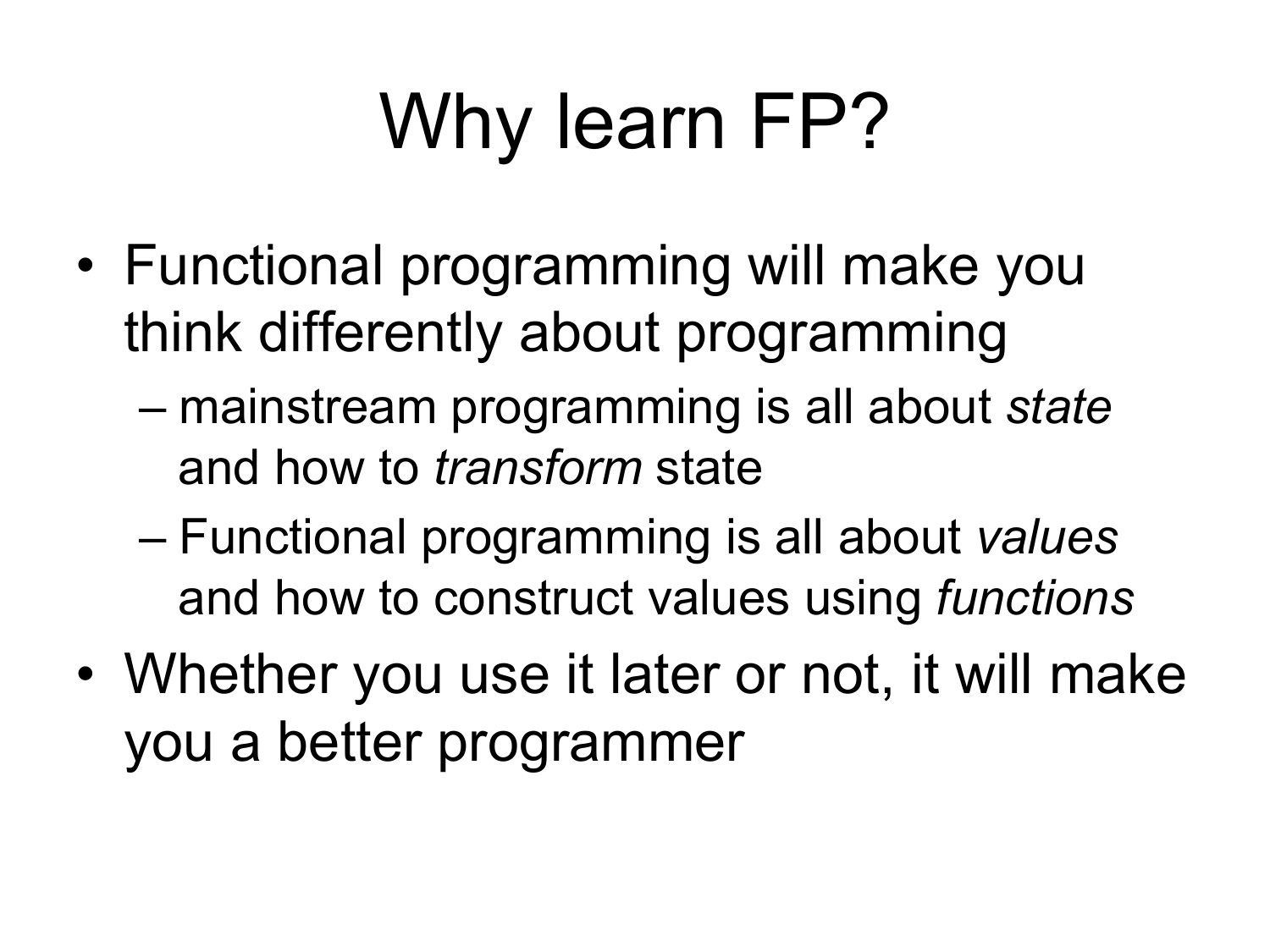# Why learn FP?

- Functional programming will make you think differently about programming
  - mainstream programming is all about *state* and how to *transform* state
  - Functional programming is all about *values* and how to construct values using *functions*
- Whether you use it later or not, it will make you a better programmer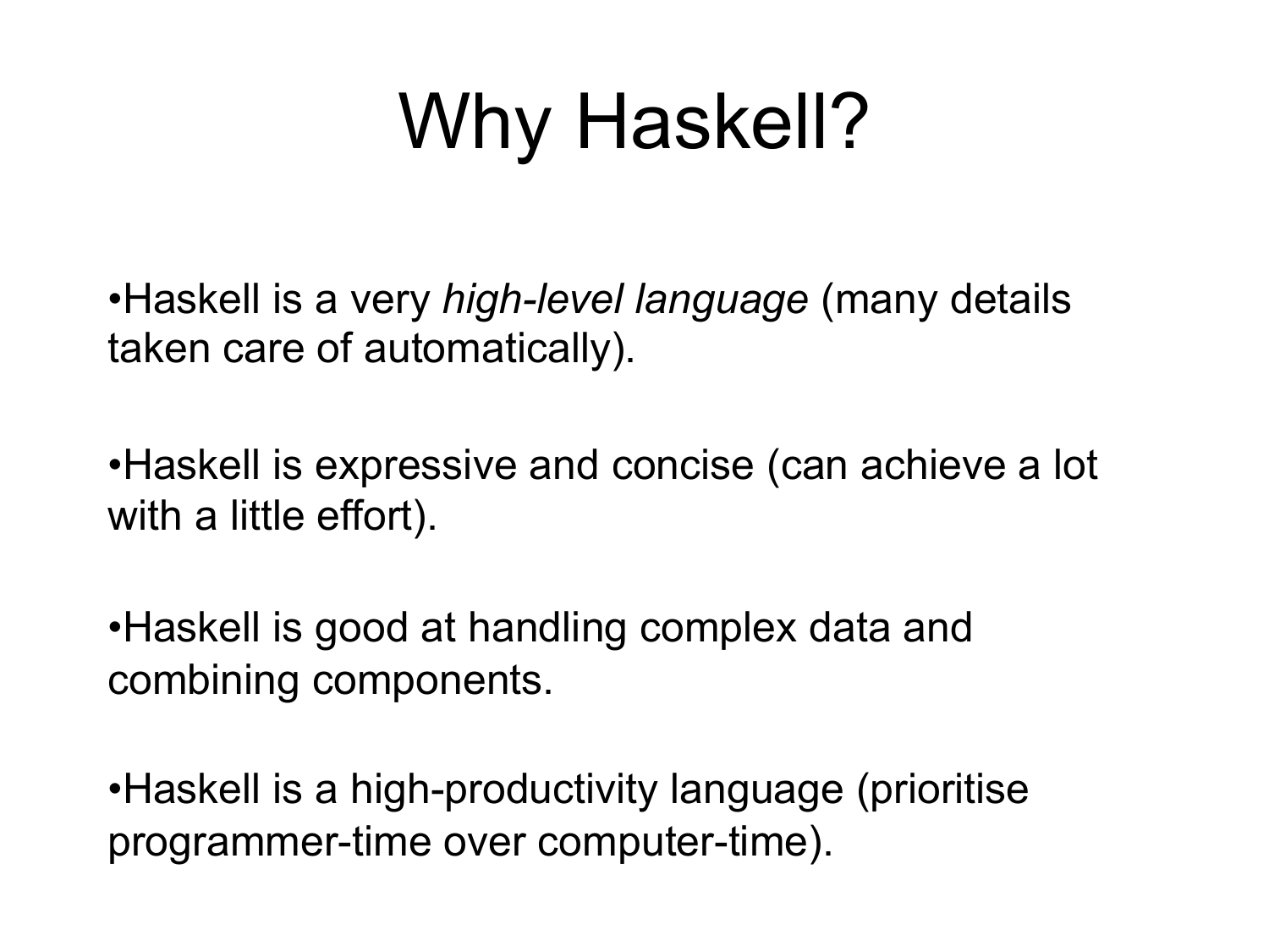# Why Haskell?

- Haskell is a very *high-level language* (many details taken care of automatically).

- Haskell is expressive and concise (can achieve a lot with a little effort).

- Haskell is good at handling complex data and combining components.

- Haskell is a high-productivity language (prioritise programmer-time over computer-time).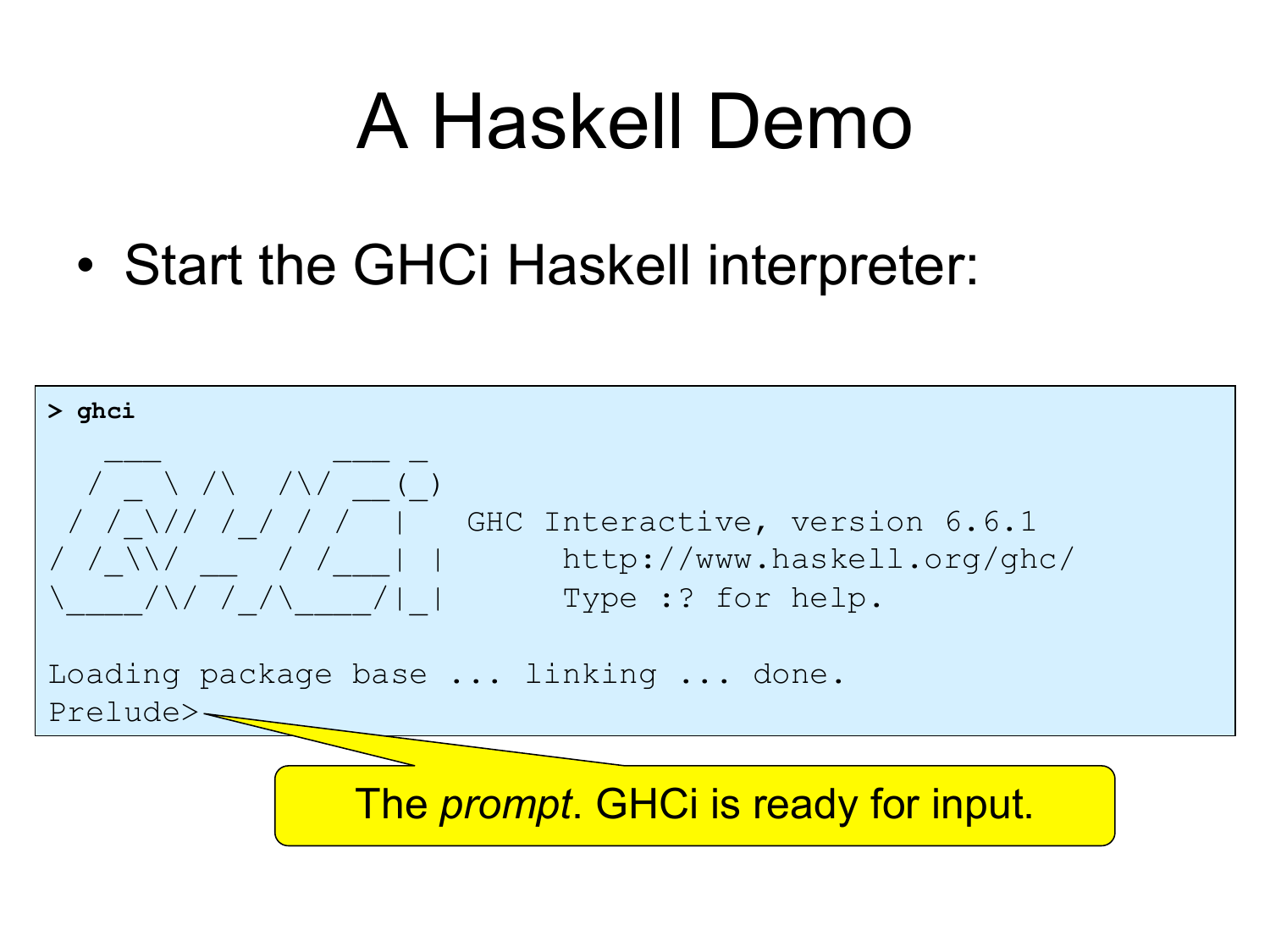# A Haskell Demo

- Start the GHCi Haskell interpreter:

```
> ghci
   ___         ___ _
  / _ \ /\  /\/ __(_)
 / /_\// /_/ / /  |   GHC Interactive, version 6.6.1
/ /_\\/ __  / /___| |      http://www.haskell.org/ghc/
\____/\/ /_/\____/|_|      Type :? for help.

Loading package base ... linking ... done.
Prelude>
```

The *prompt*. GHCi is ready for input.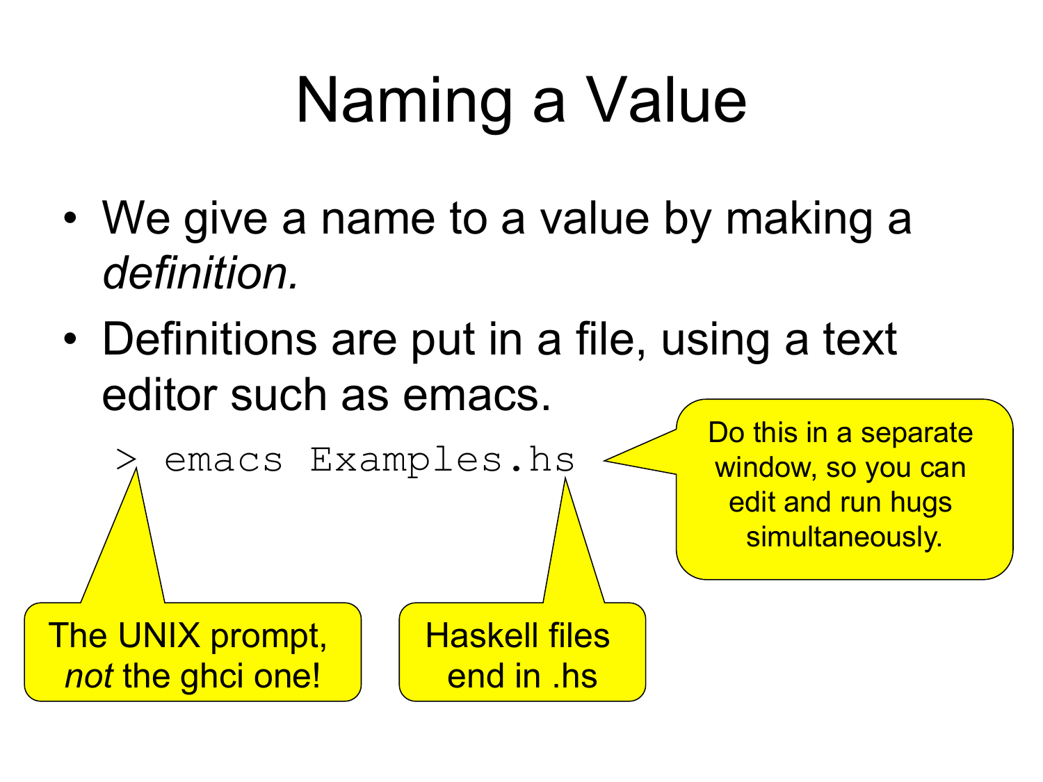# Naming a Value

- We give a name to a value by making a *definition.*
- Definitions are put in a file, using a text editor such as emacs.

```
> emacs Examples.hs
```

Do this in a separate window, so you can edit and run hugs simultaneously.

The UNIX prompt, *not* the ghci one!

Haskell files end in .hs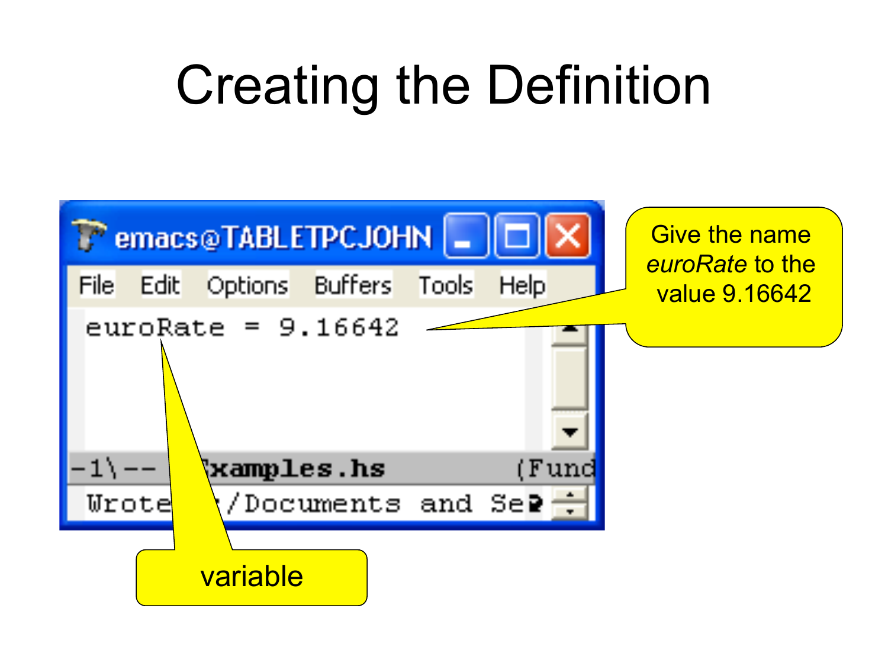# Creating the Definition

```
euroRate = 9.16642
```

Give the name *euroRate* to the value 9.16642

variable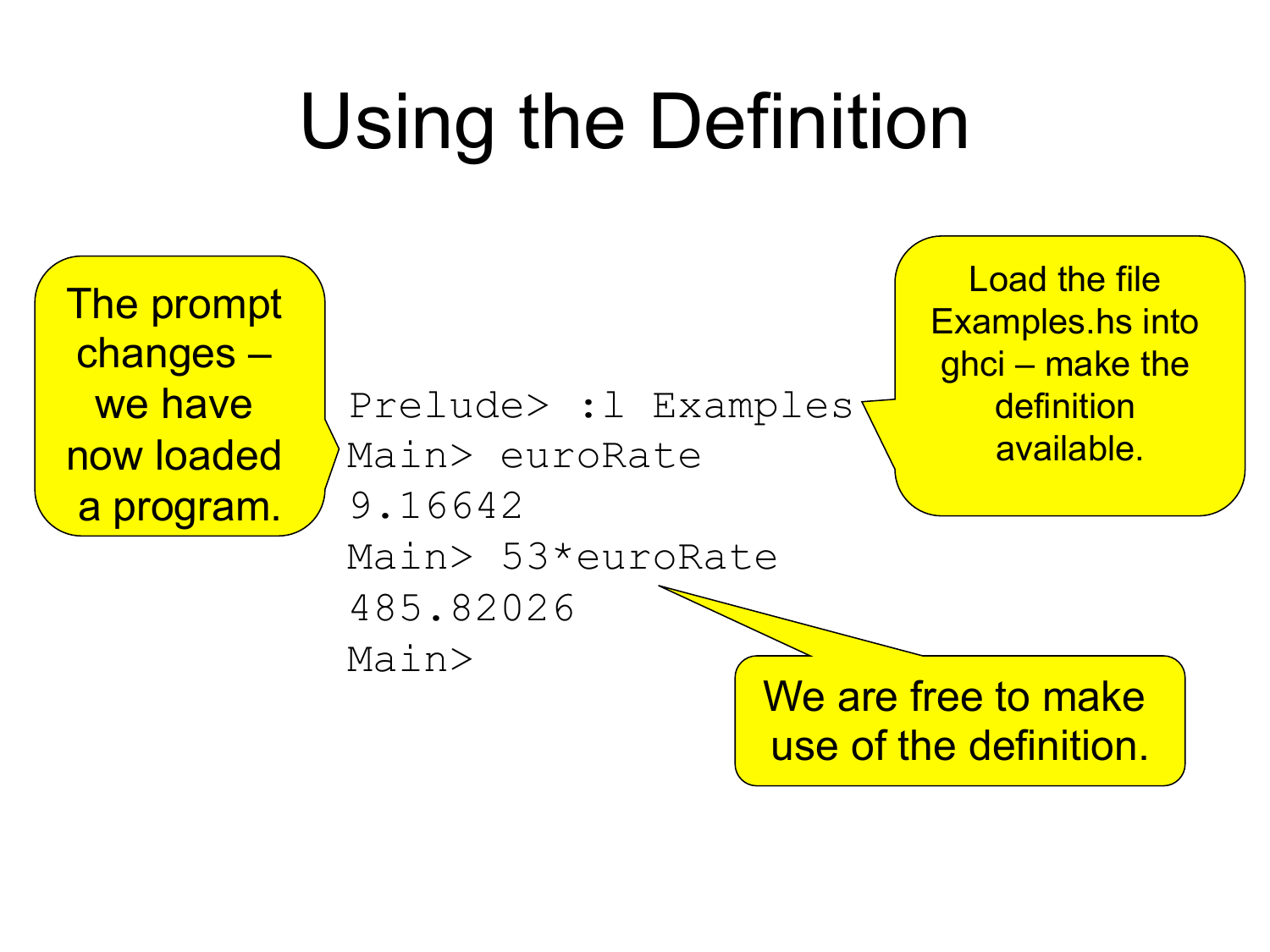# Using the Definition

```
Prelude> :l Examples
Main> euroRate
9.16642
Main> 53*euroRate
485.82026
Main>
```

The prompt changes – we have now loaded a program.

Load the file Examples.hs into ghci – make the definition available.

We are free to make use of the definition.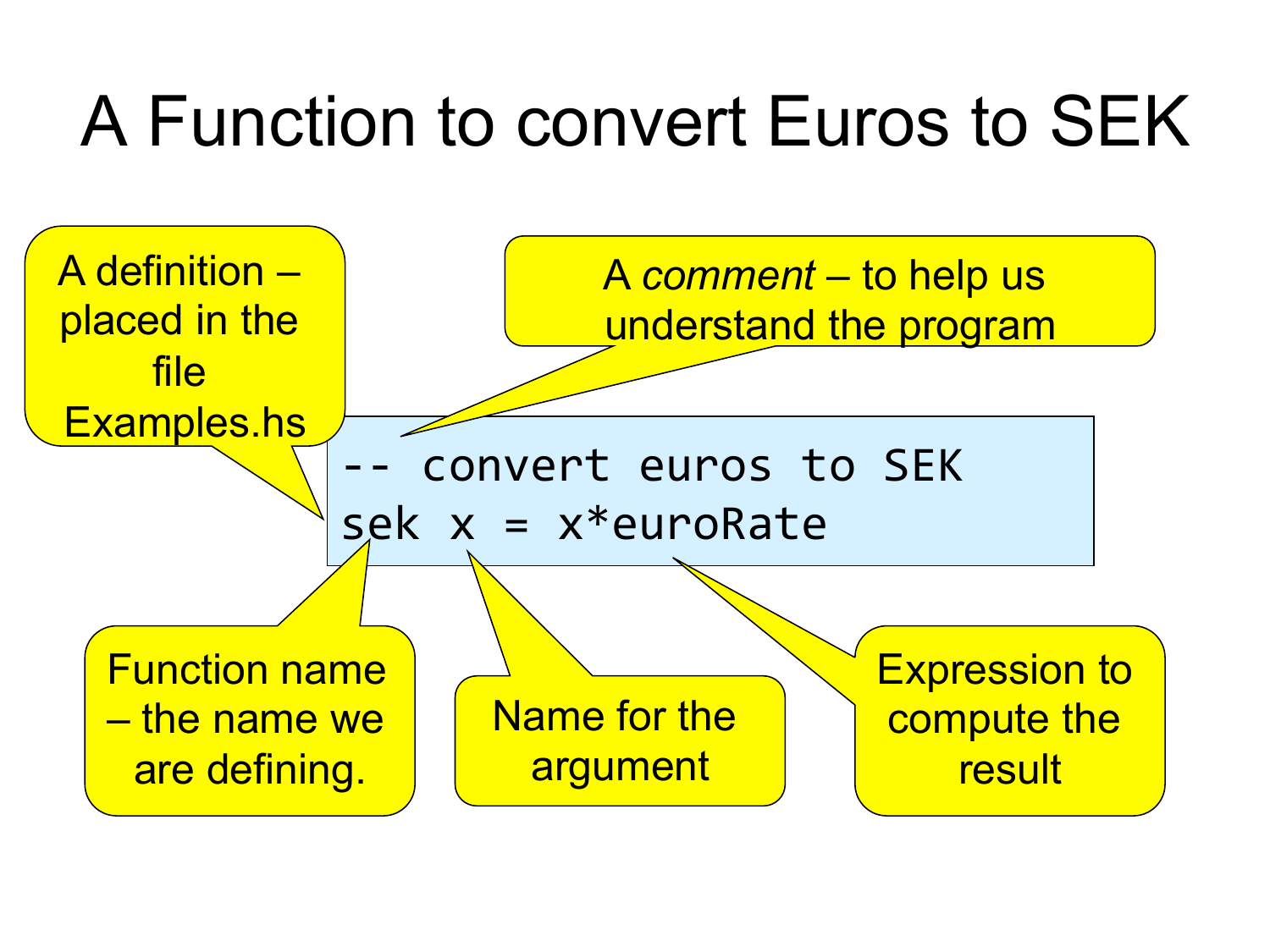# A Function to convert Euros to SEK

A definition – placed in the file Examples.hs

```
-- convert euros to SEK
sek x = x*euroRate
```

A *comment* – to help us understand the program

Function name – the name we are defining.

Name for the argument

Expression to compute the result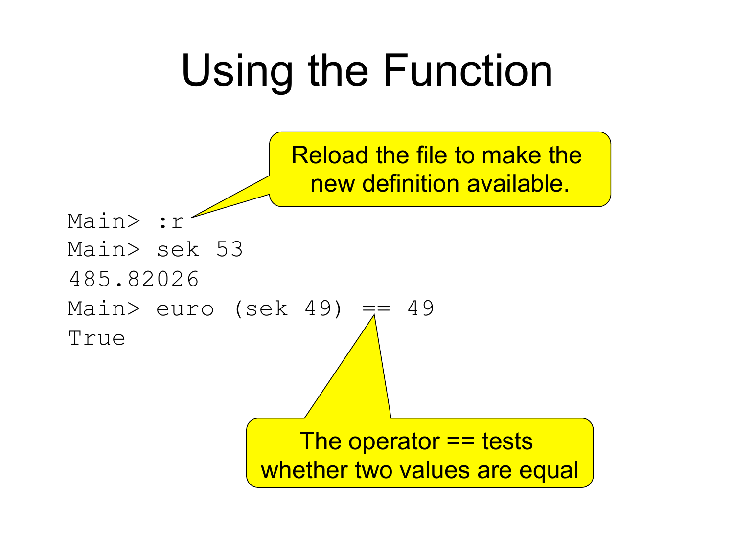# Using the Function

```
Main> :r
Main> sek 53
485.82026
Main> euro (sek 49) == 49
True
```

Reload the file to make the new definition available.

The operator == tests whether two values are equal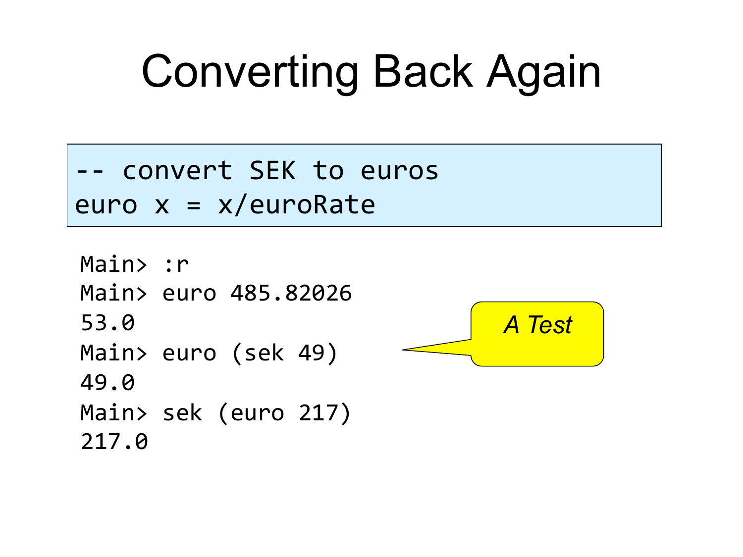# Converting Back Again

```
-- convert SEK to euros
euro x = x/euroRate
```

```
Main> :r
Main> euro 485.82026
53.0
Main> euro (sek 49)
49.0
Main> sek (euro 217)
217.0
```

*A Test*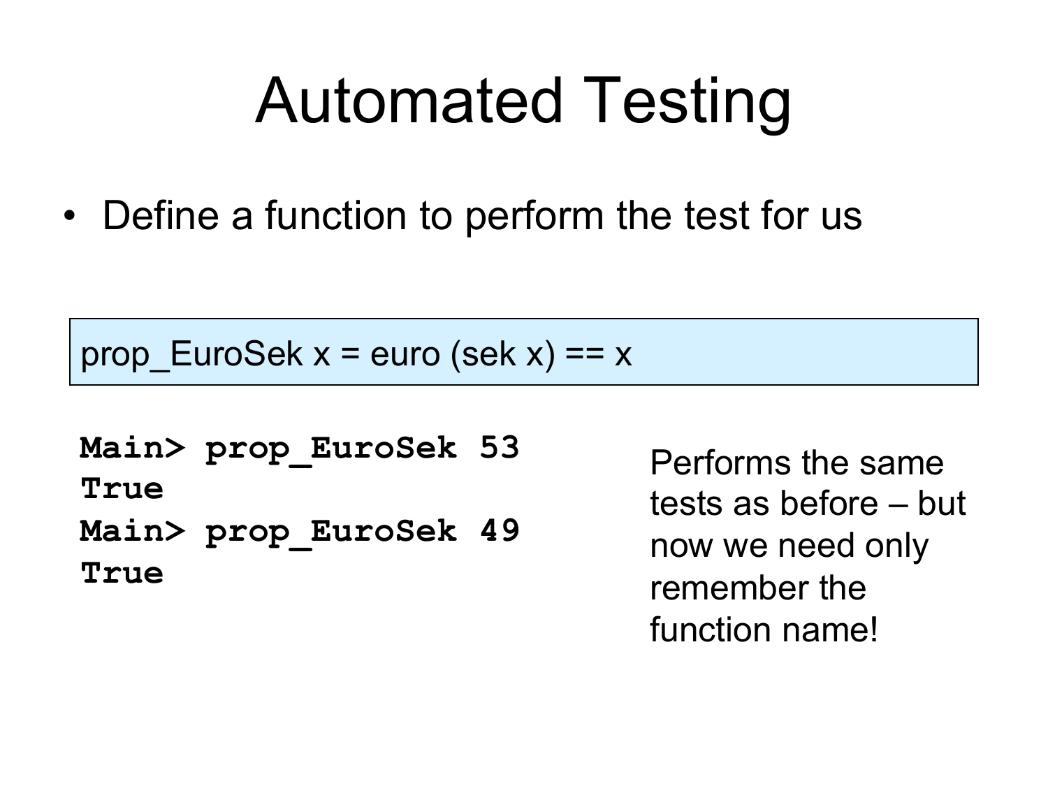# Automated Testing

- Define a function to perform the test for us

```
prop_EuroSek x = euro (sek x) == x
```

```
Main> prop_EuroSek 53
True
Main> prop_EuroSek 49
True
```

Performs the same tests as before – but now we need only remember the function name!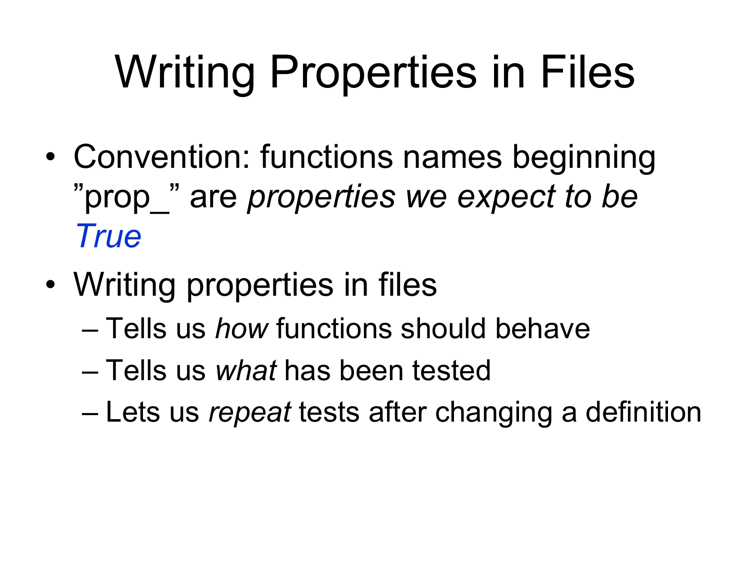# Writing Properties in Files

- Convention: functions names beginning ”prop_” are *properties we expect to be True*
- Writing properties in files
  - Tells us *how* functions should behave
  - Tells us *what* has been tested
  - Lets us *repeat* tests after changing a definition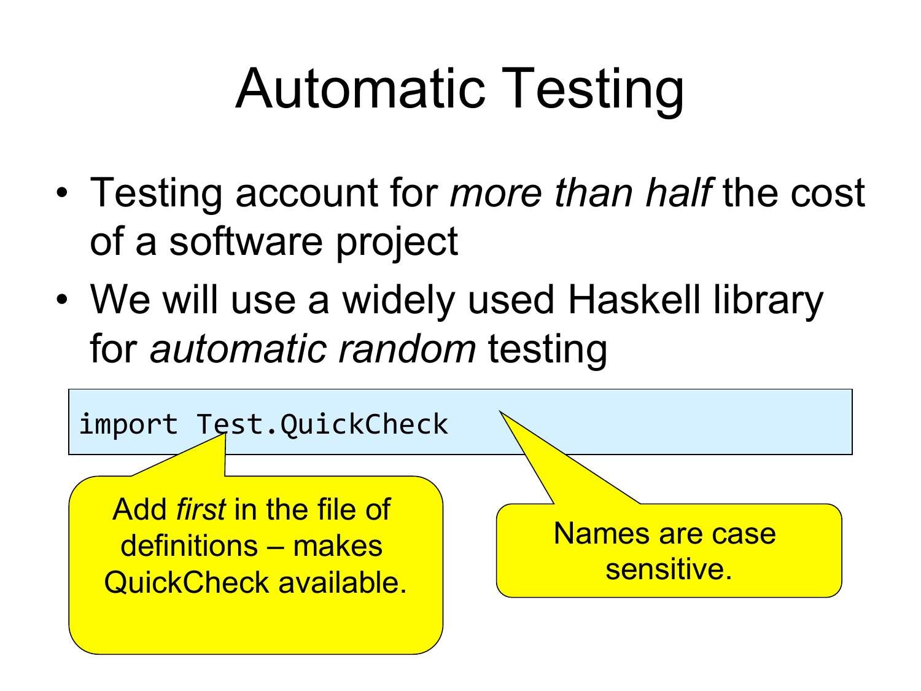# Automatic Testing

- Testing account for *more than half* the cost of a software project
- We will use a widely used Haskell library for *automatic random* testing

```
import Test.QuickCheck
```

Add *first* in the file of definitions – makes QuickCheck available.

Names are case sensitive.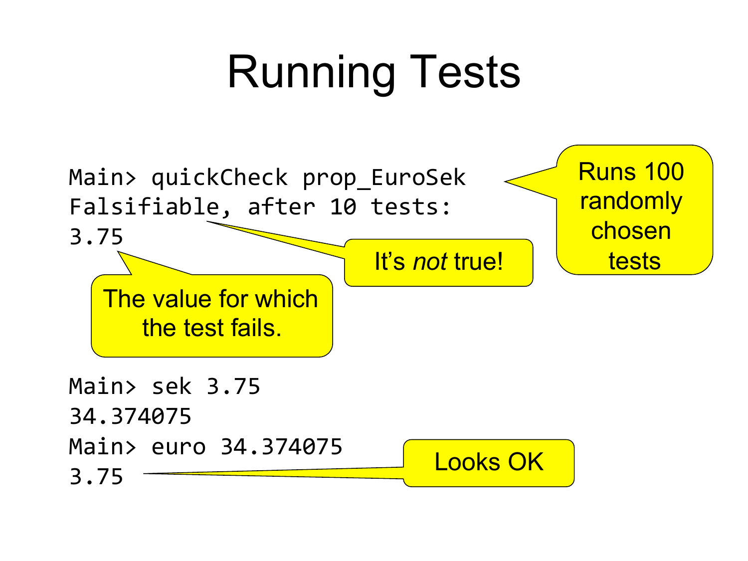# Running Tests

```
Main> quickCheck prop_EuroSek
Falsifiable, after 10 tests:
3.75
```

Runs 100 randomly chosen tests

It's *not* true!

The value for which the test fails.

```
Main> sek 3.75
34.374075
Main> euro 34.374075
3.75
```

Looks OK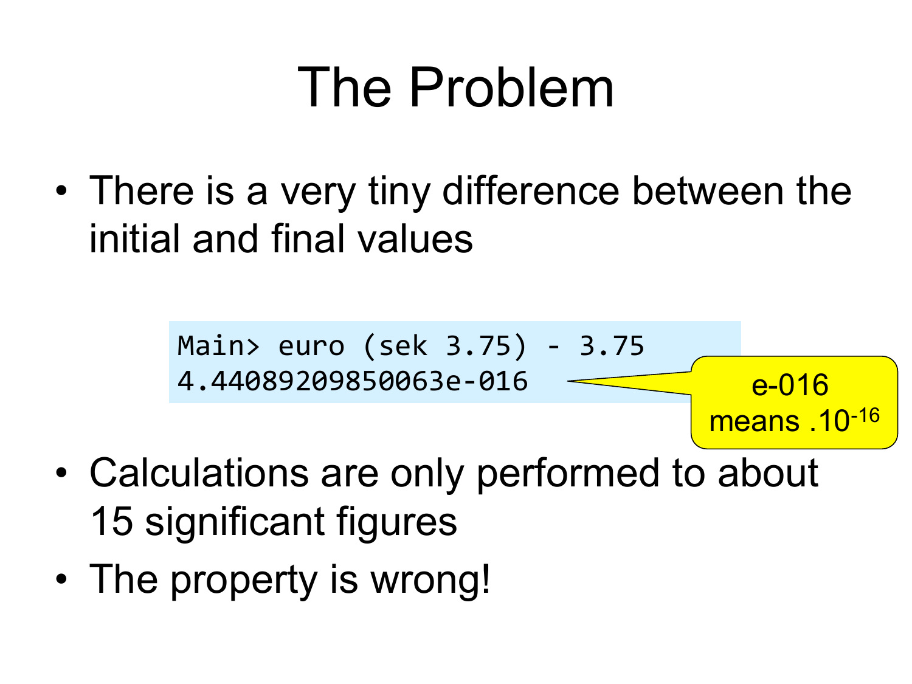# The Problem

- There is a very tiny difference between the initial and final values

```
Main> euro (sek 3.75) - 3.75
4.44089209850063e-016
```

e-016 means $.10^{-16}$

- Calculations are only performed to about 15 significant figures
- The property is wrong!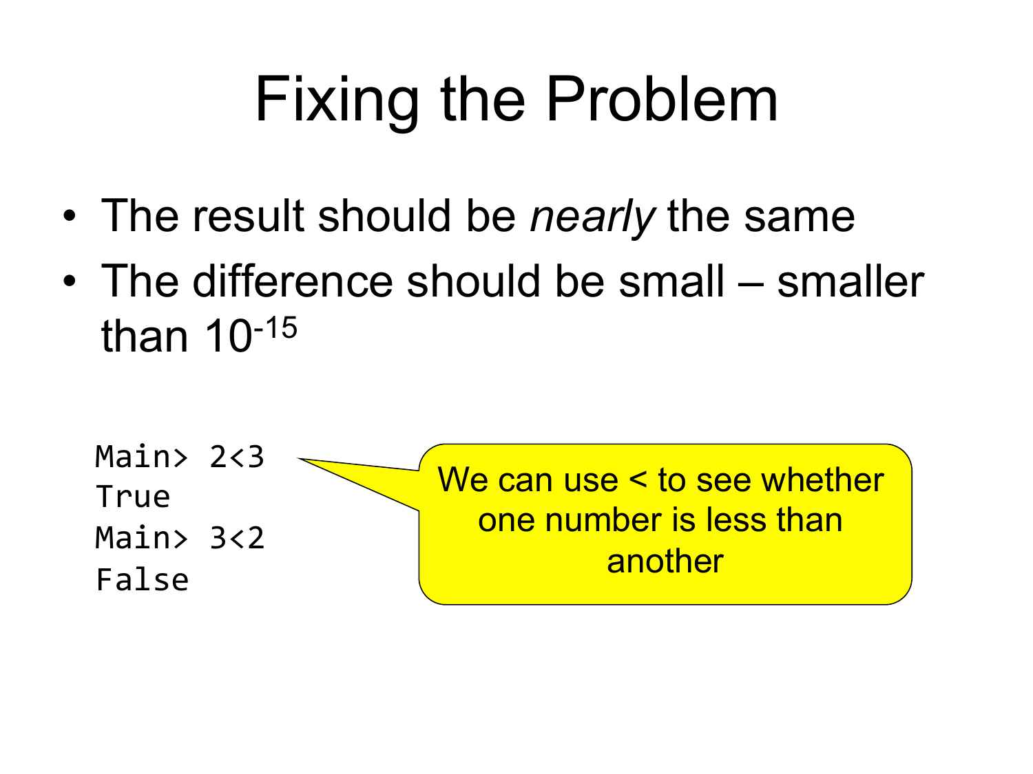# Fixing the Problem

- The result should be *nearly* the same
- The difference should be small – smaller than $10^{-15}$

```
Main> 2<3
True
Main> 3<2
False
```

We can use < to see whether one number is less than another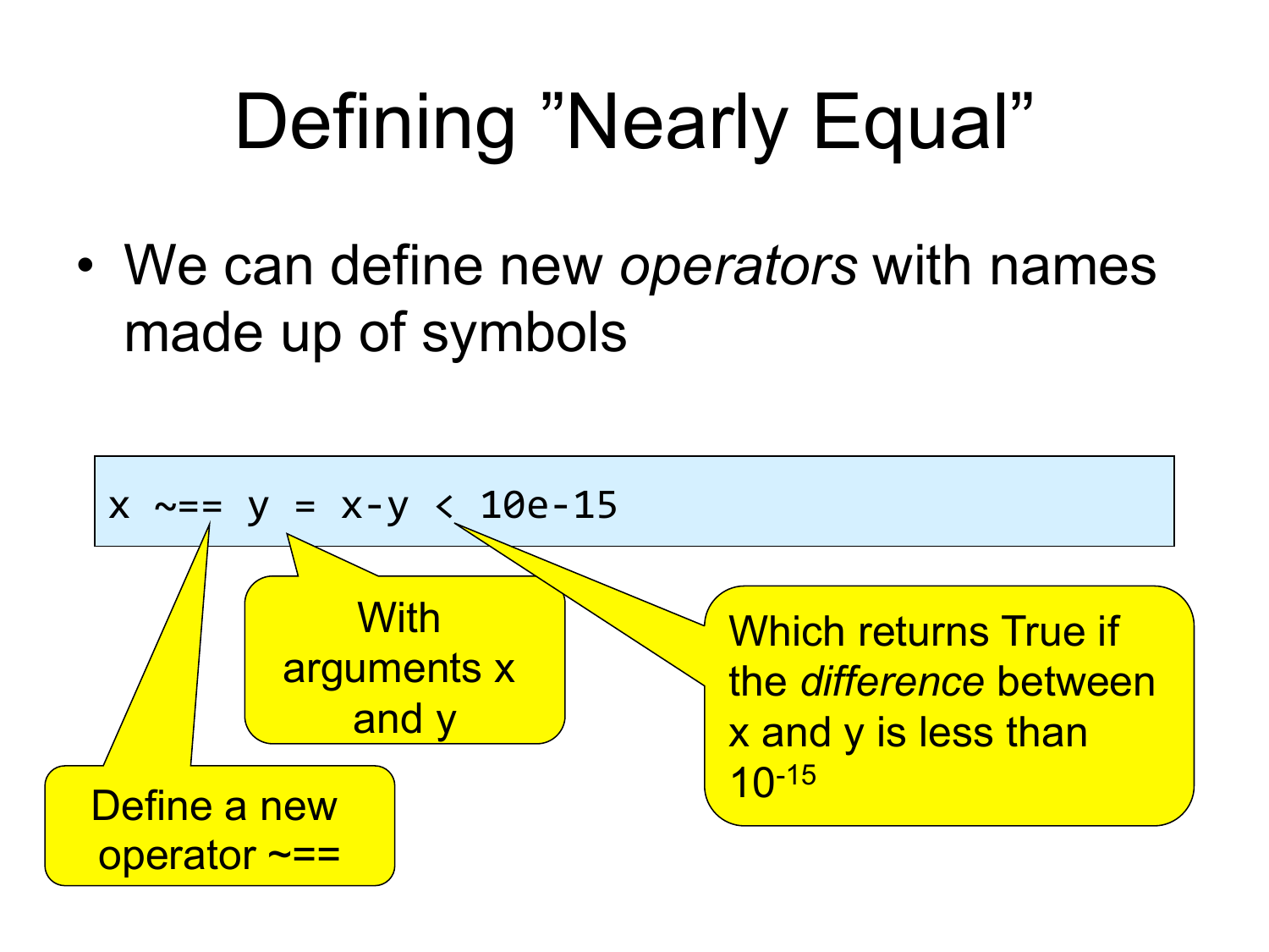# Defining ”Nearly Equal”

- We can define new *operators* with names made up of symbols

```
x ~== y = x-y < 10e-15
```

Define a new operator ~==

With arguments x and y

Which returns True if the *difference* between x and y is less than $10^{-15}$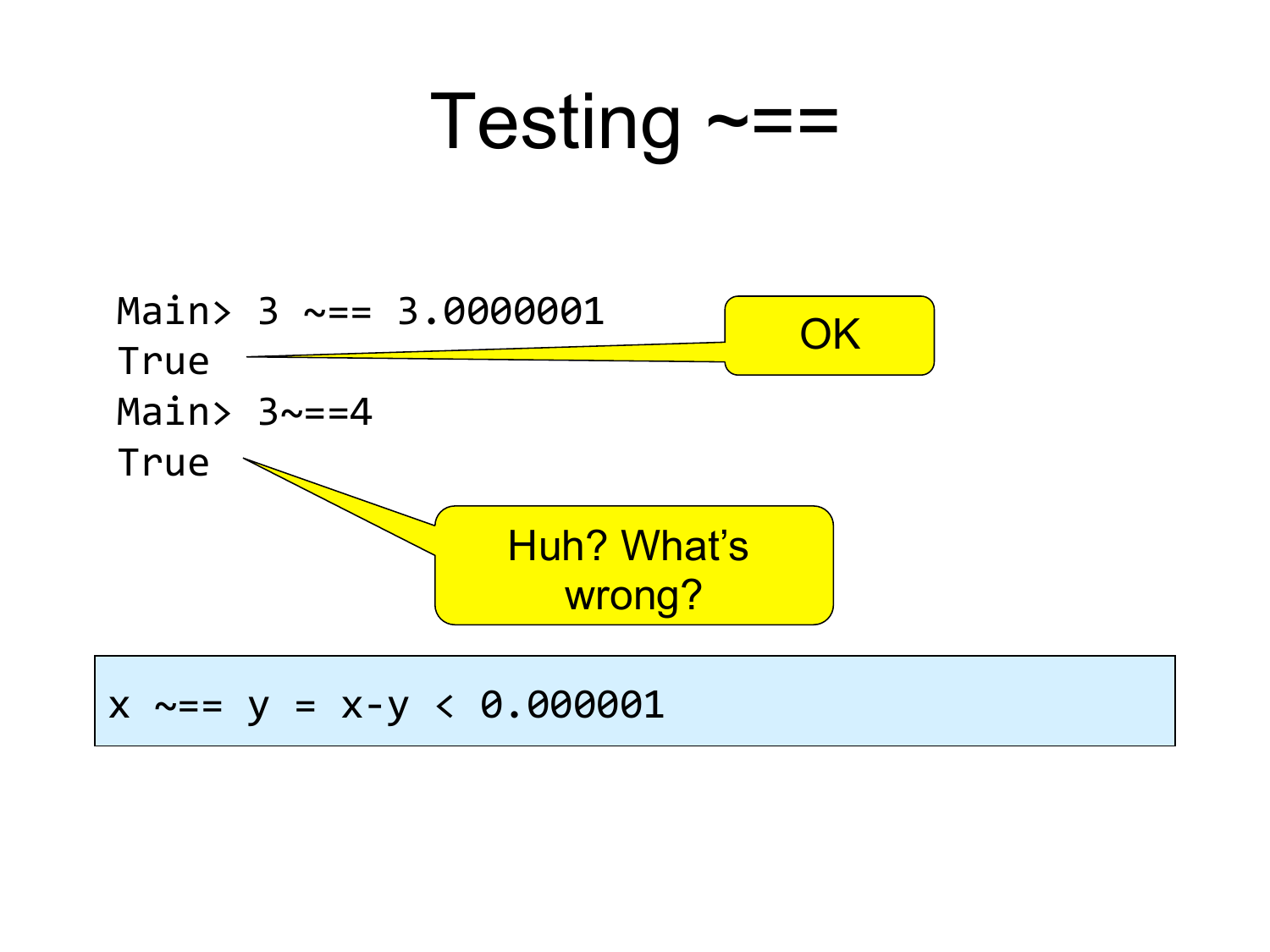# Testing ~==

```
Main> 3 ~== 3.0000001
True
Main> 3~==4
True
```

OK

Huh? What's wrong?

```
x ~== y = x-y < 0.000001
```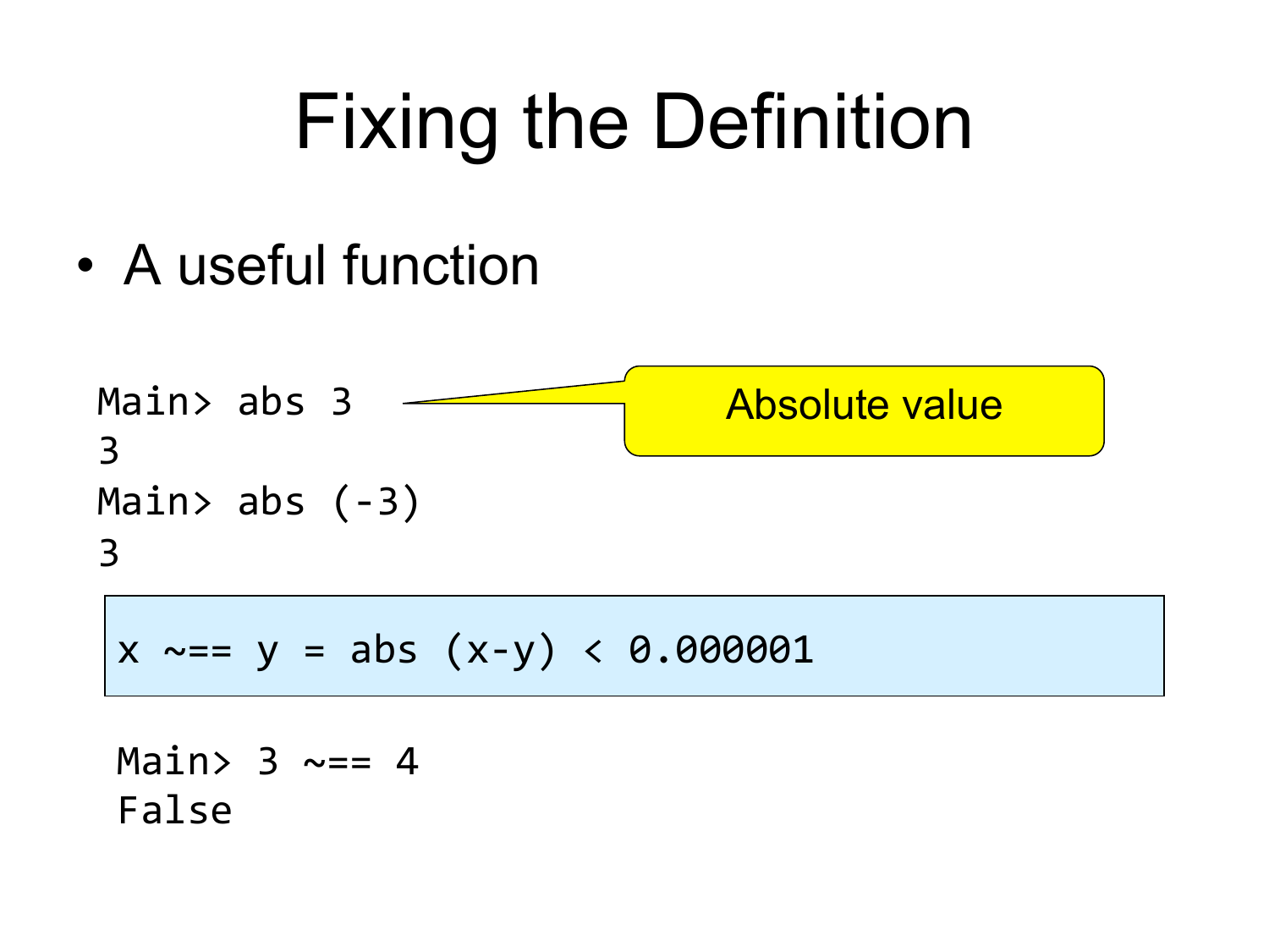# Fixing the Definition

- A useful function

```
Main> abs 3
3
Main> abs (-3)
3
```

Absolute value

```
x ~== y = abs (x-y) < 0.000001
```

```
Main> 3 ~== 4
False
```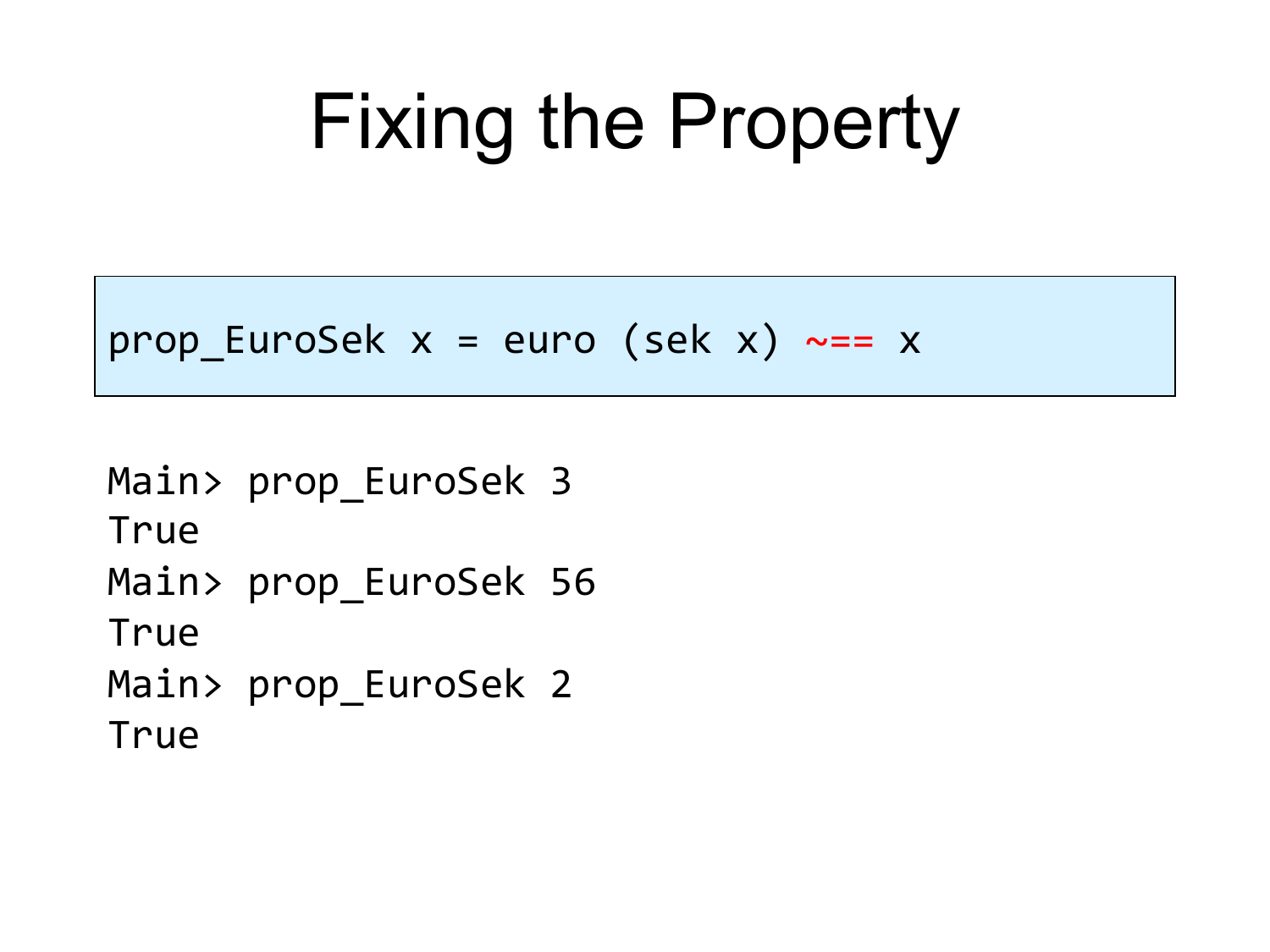# Fixing the Property

```
prop_EuroSek x = euro (sek x) ~== x
```

```
Main> prop_EuroSek 3
True
Main> prop_EuroSek 56
True
Main> prop_EuroSek 2
True
```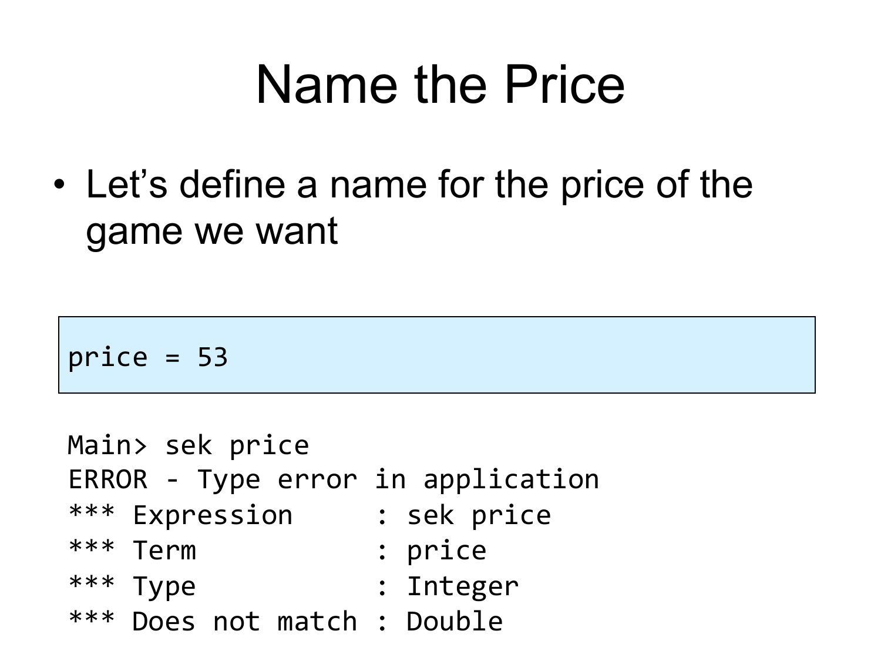# Name the Price

- Let's define a name for the price of the game we want

```
price = 53
```

```
Main> sek price
ERROR - Type error in application
*** Expression     : sek price
*** Term           : price
*** Type           : Integer
*** Does not match : Double
```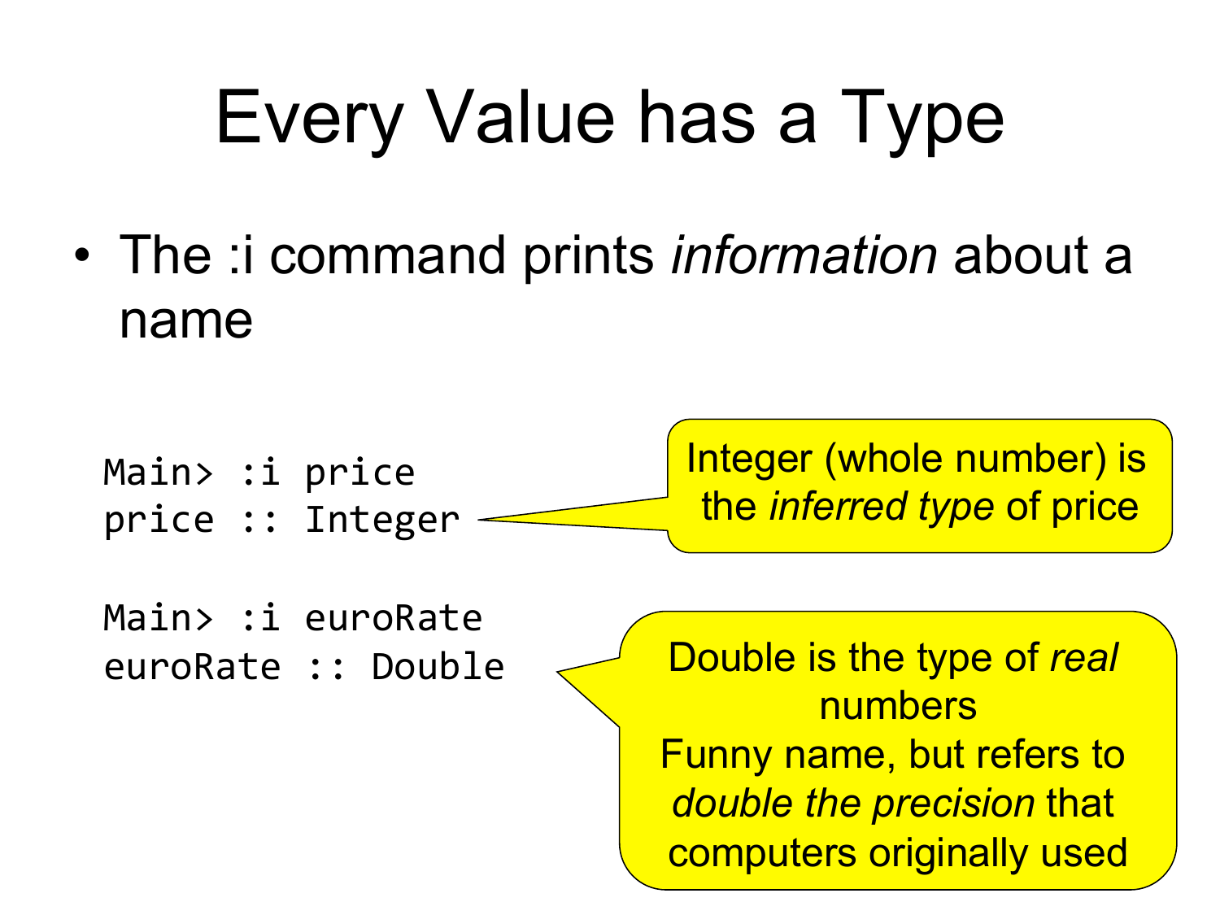# Every Value has a Type

- The :i command prints *information* about a name

```
Main> :i price
price :: Integer
```

Integer (whole number) is the *inferred type* of price

```
Main> :i euroRate
euroRate :: Double
```

Double is the type of *real* numbers
Funny name, but refers to *double the precision* that computers originally used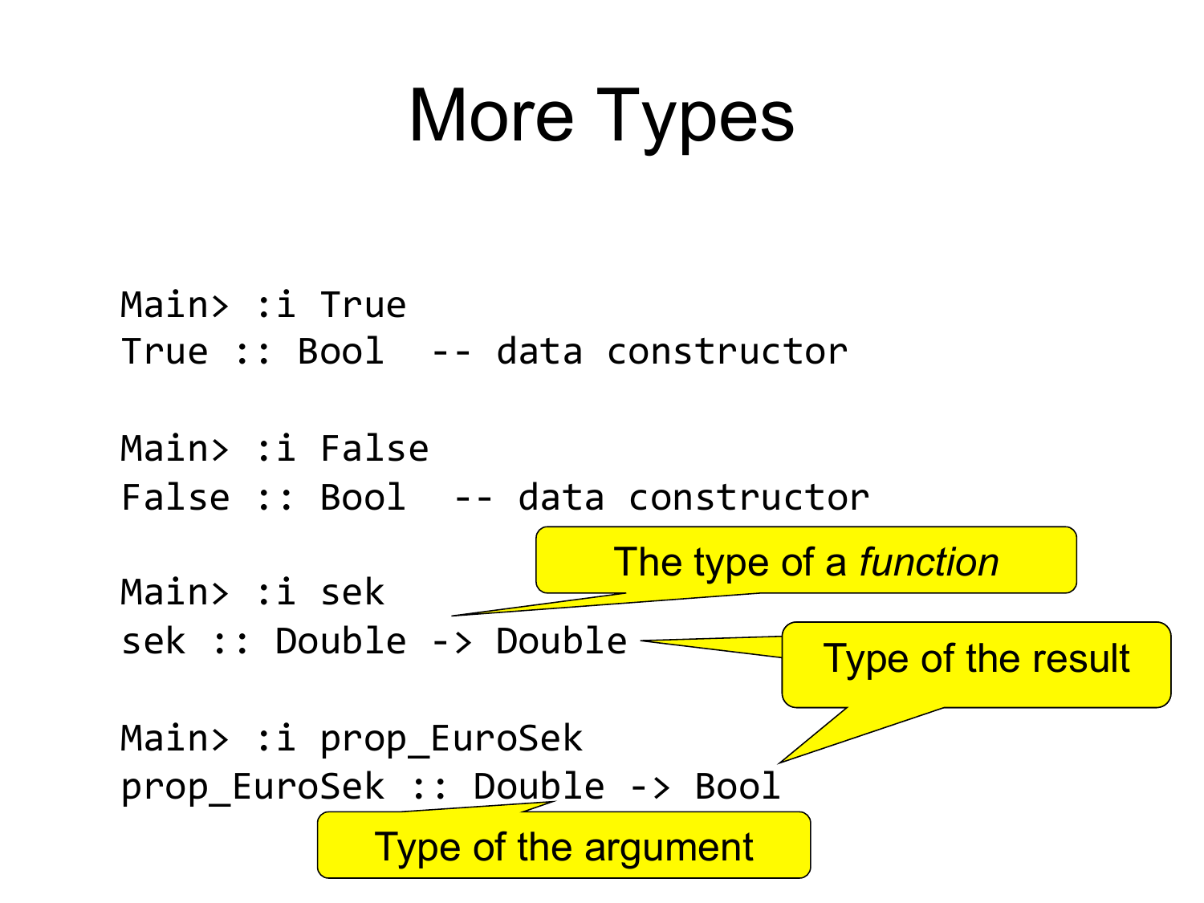# More Types

```
Main> :i True
True :: Bool  -- data constructor

Main> :i False
False :: Bool  -- data constructor

Main> :i sek
sek :: Double -> Double

Main> :i prop_EuroSek
prop_EuroSek :: Double -> Bool
```

The type of a *function*

Type of the result

Type of the argument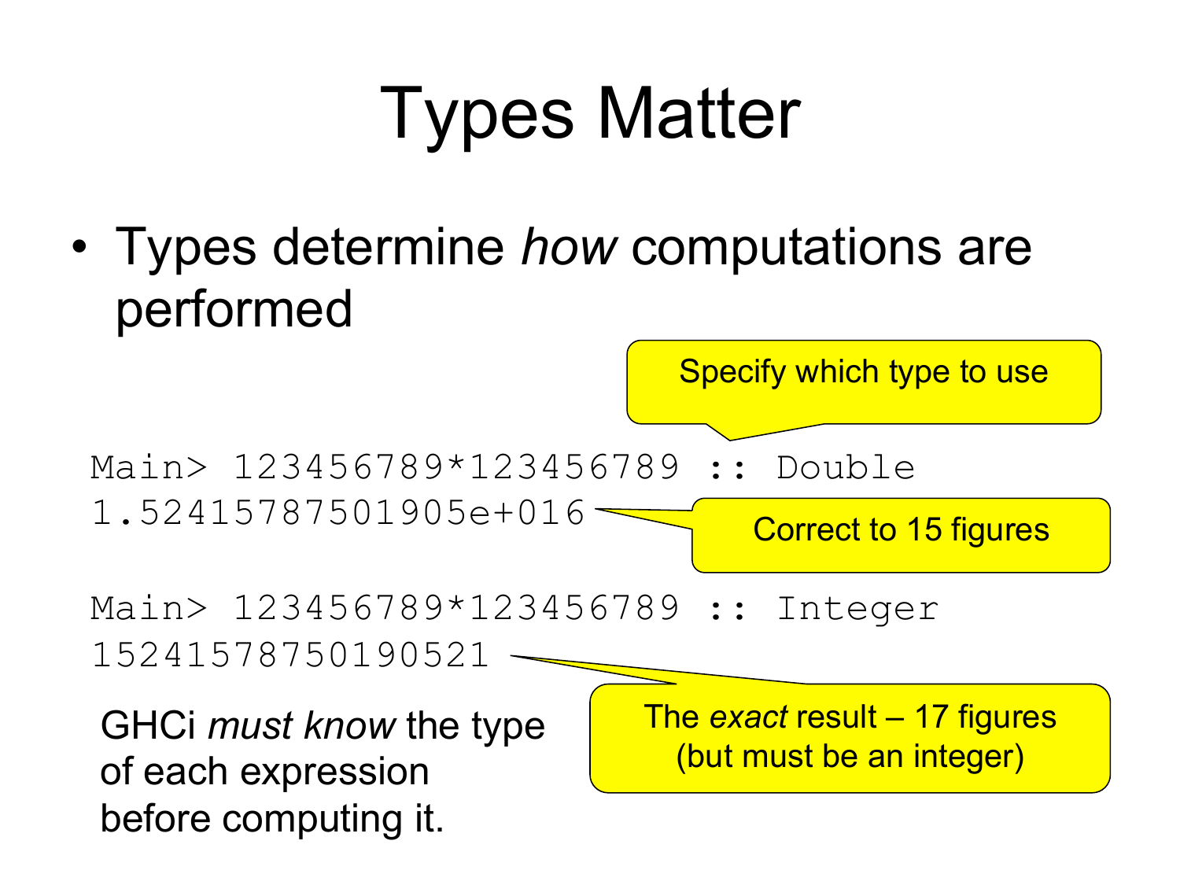# Types Matter

- Types determine *how* computations are performed

Specify which type to use

```
Main> 123456789*123456789 :: Double
1.52415787501905e+016
```

Correct to 15 figures

```
Main> 123456789*123456789 :: Integer
15241578750190521
```

The *exact* result – 17 figures (but must be an integer)

GHCi *must know* the type of each expression before computing it.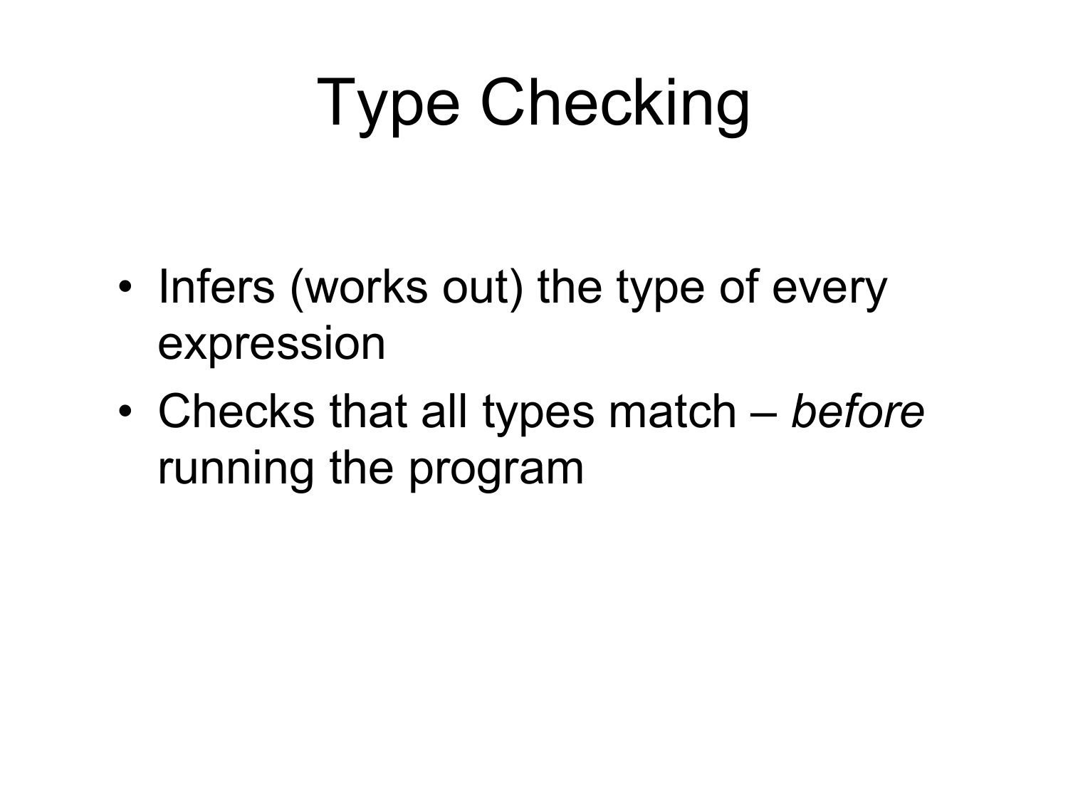# Type Checking

- Infers (works out) the type of every expression
- Checks that all types match – *before* running the program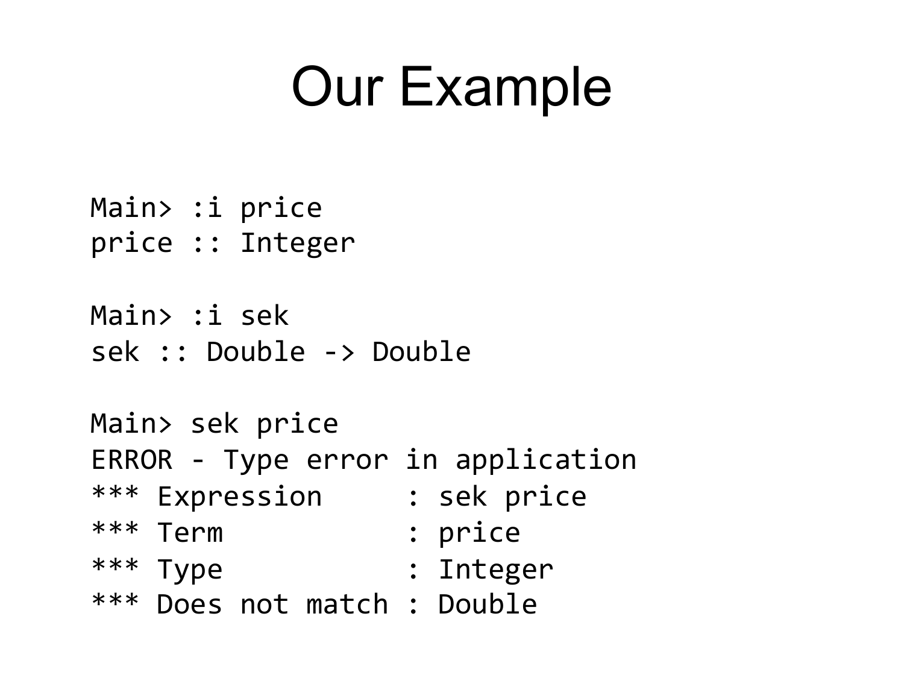# Our Example

```
Main> :i price
price :: Integer

Main> :i sek
sek :: Double -> Double

Main> sek price
ERROR - Type error in application
*** Expression     : sek price
*** Term           : price
*** Type           : Integer
*** Does not match : Double
```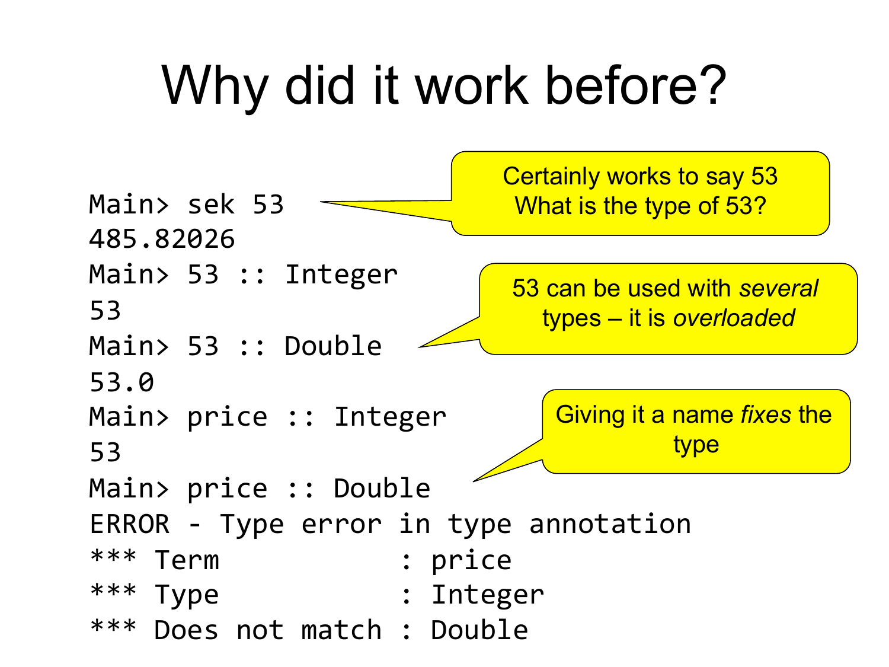# Why did it work before?

```
Main> sek 53
485.82026
Main> 53 :: Integer
53
Main> 53 :: Double
53.0
Main> price :: Integer
53
Main> price :: Double
ERROR - Type error in type annotation
*** Term           : price
*** Type           : Integer
*** Does not match : Double
```

Certainly works to say 53
What is the type of 53?

53 can be used with *several* types – it is *overloaded*

Giving it a name *fixes* the type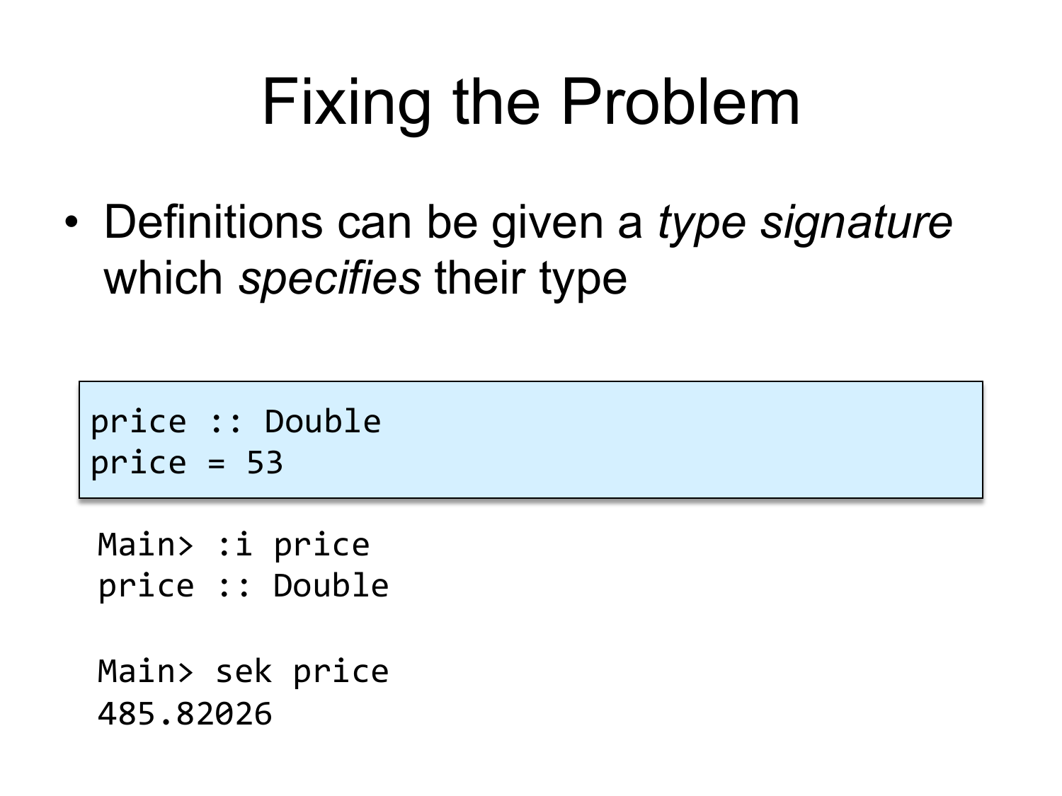# Fixing the Problem

- Definitions can be given a *type signature* which *specifies* their type

```
price :: Double
price = 53
```

```
Main> :i price
price :: Double

Main> sek price
485.82026
```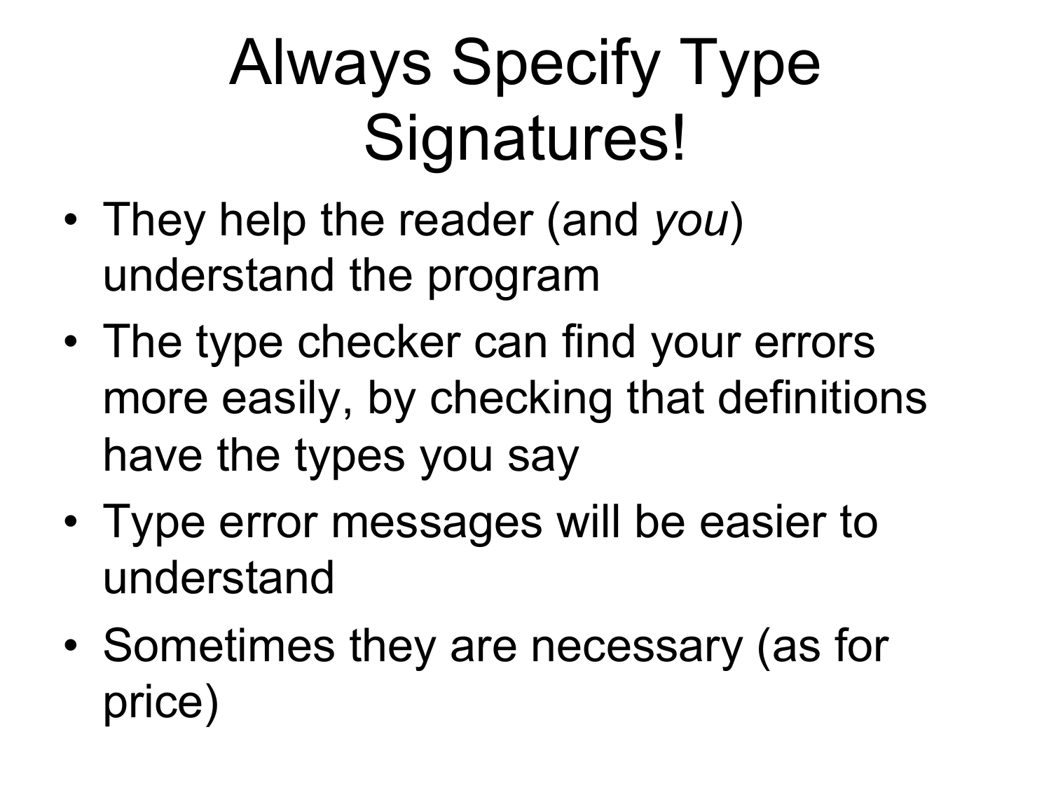# Always Specify Type Signatures!

- They help the reader (and *you*) understand the program
- The type checker can find your errors more easily, by checking that definitions have the types you say
- Type error messages will be easier to understand
- Sometimes they are necessary (as for price)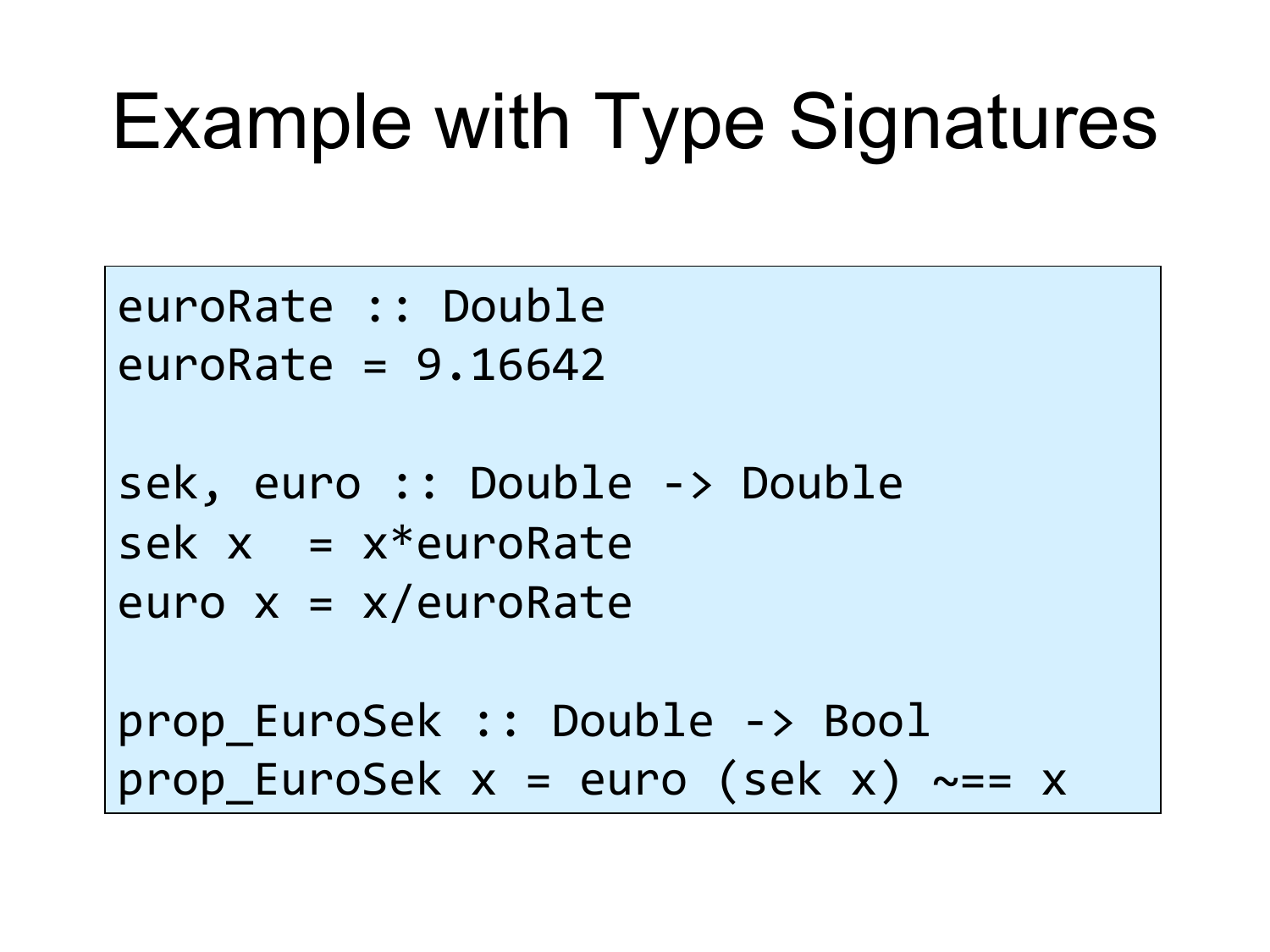# Example with Type Signatures

```
euroRate :: Double
euroRate = 9.16642

sek, euro :: Double -> Double
sek x  = x*euroRate
euro x = x/euroRate

prop_EuroSek :: Double -> Bool
prop_EuroSek x = euro (sek x) ~== x
```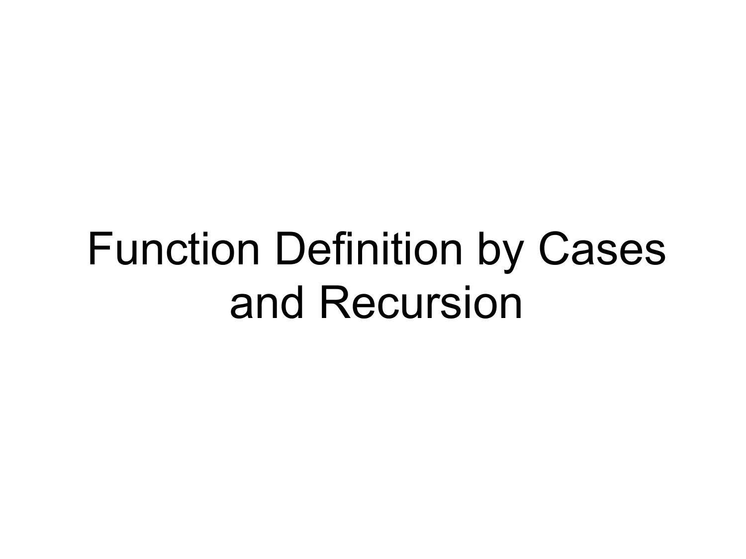# Function Definition by Cases and Recursion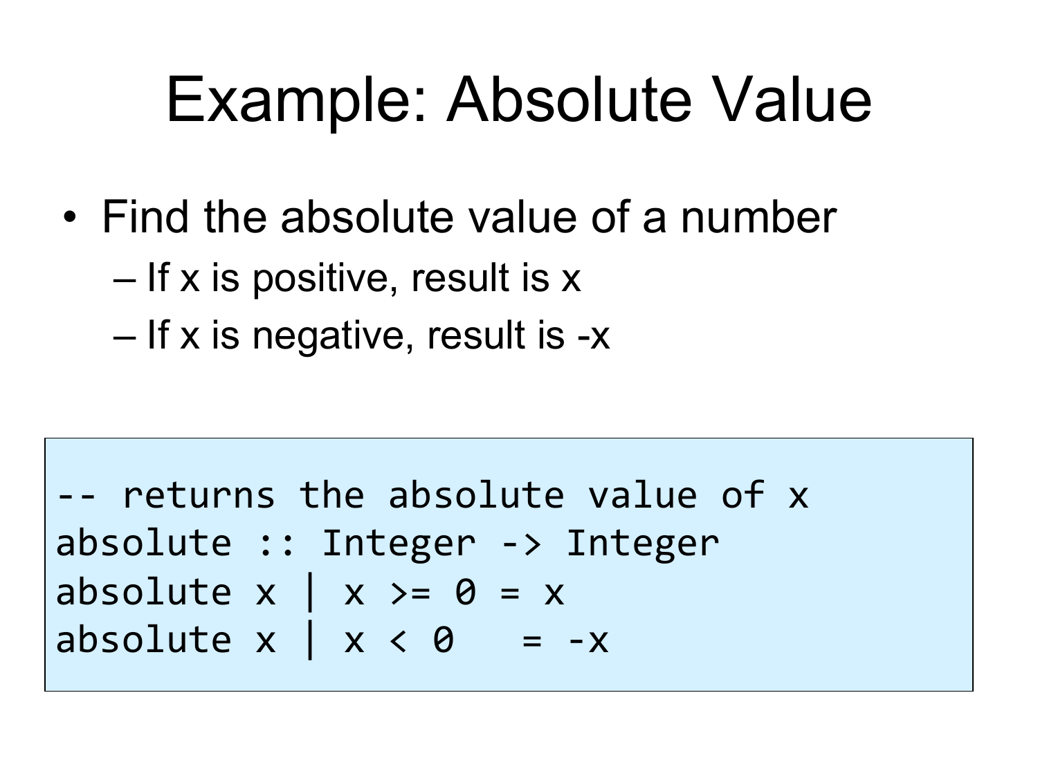# Example: Absolute Value

- Find the absolute value of a number
  - If x is positive, result is x
  - If x is negative, result is -x

```
-- returns the absolute value of x
absolute :: Integer -> Integer
absolute x | x >= 0 = x
absolute x | x < 0   = -x
```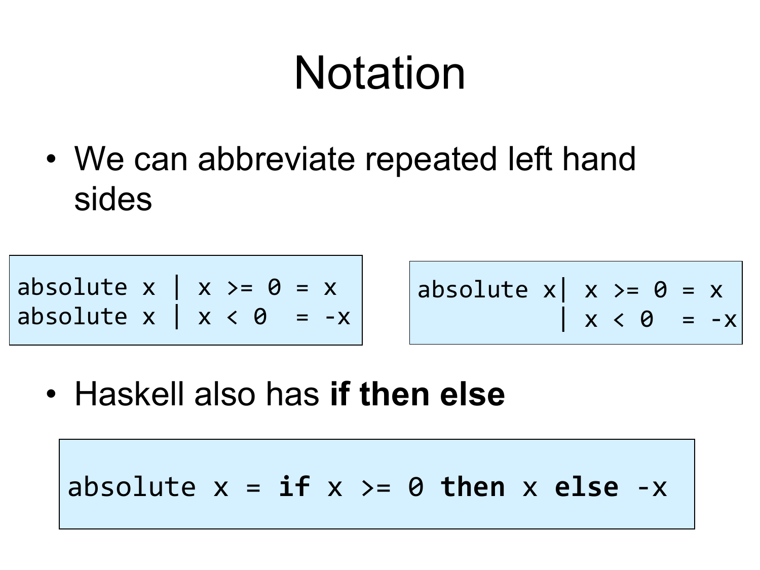# Notation

- We can abbreviate repeated left hand sides

```
absolute x | x >= 0 = x
absolute x | x < 0  = -x
```

```
absolute x| x >= 0 = x
          | x < 0  = -x
```

- Haskell also has **if then else**

```
absolute x = if x >= 0 then x else -x
```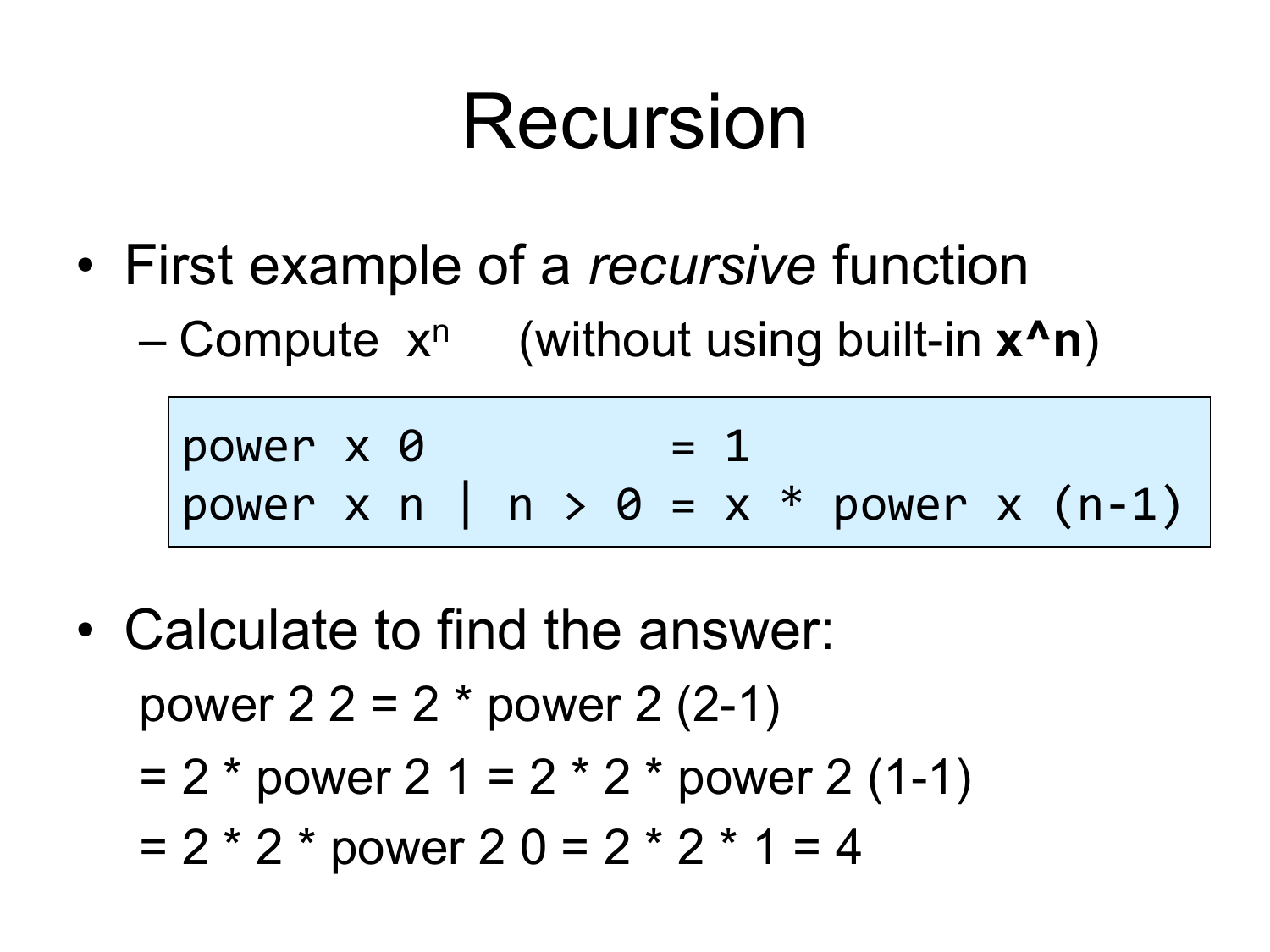# Recursion

- First example of a *recursive* function
  - Compute $x^n$ (without using built-in **x^n**)

```
power x 0           = 1
power x n | n > 0 = x * power x (n-1)
```

- Calculate to find the answer:

  power 2 2 = 2 * power 2 (2-1)

  = 2 * power 2 1 = 2 * 2 * power 2 (1-1)

  = 2 * 2 * power 2 0 = 2 * 2 * 1 = 4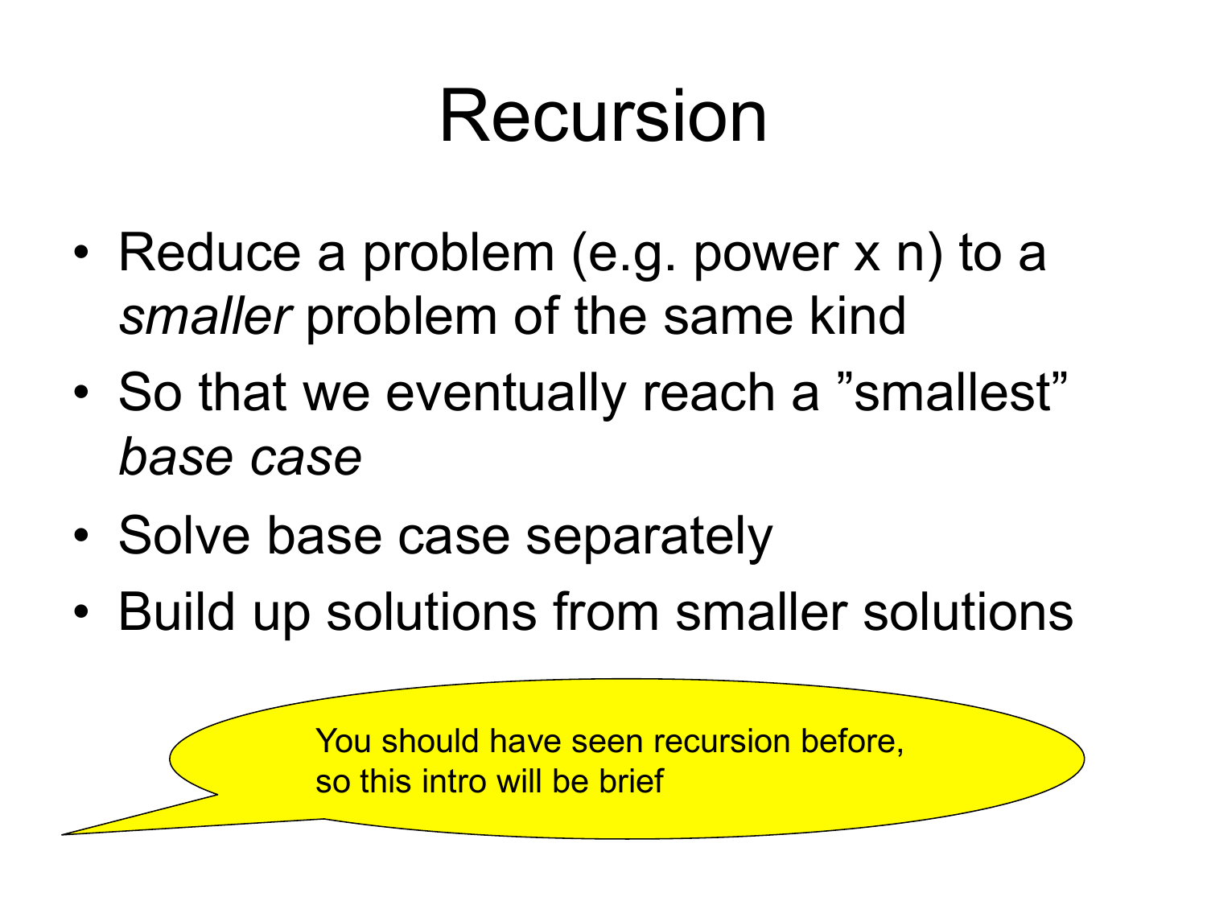# Recursion

- Reduce a problem (e.g. power x n) to a *smaller* problem of the same kind
- So that we eventually reach a ”smallest” *base case*
- Solve base case separately
- Build up solutions from smaller solutions

You should have seen recursion before, so this intro will be brief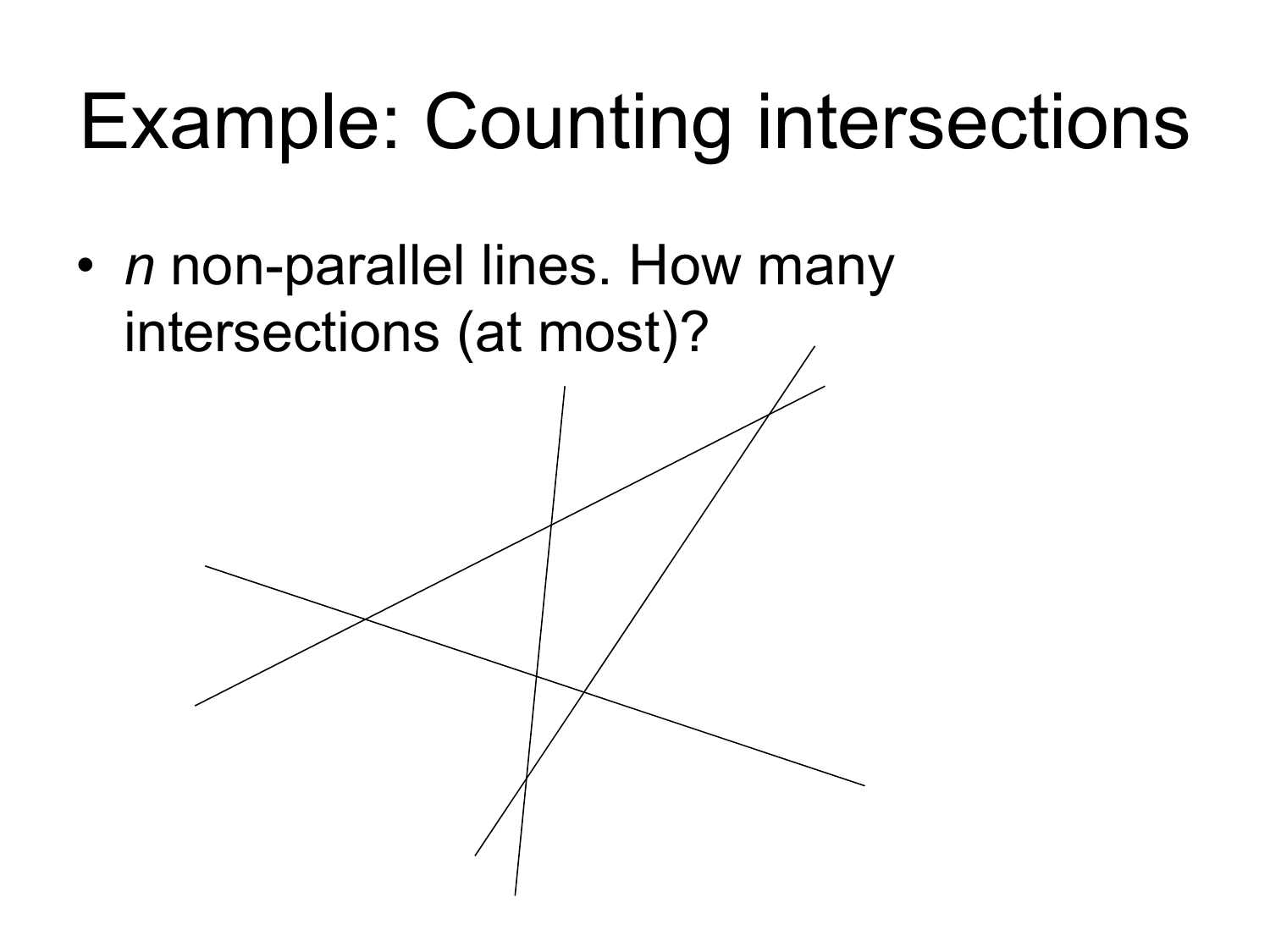# Example: Counting intersections

- $n$ non-parallel lines. How many intersections (at most)?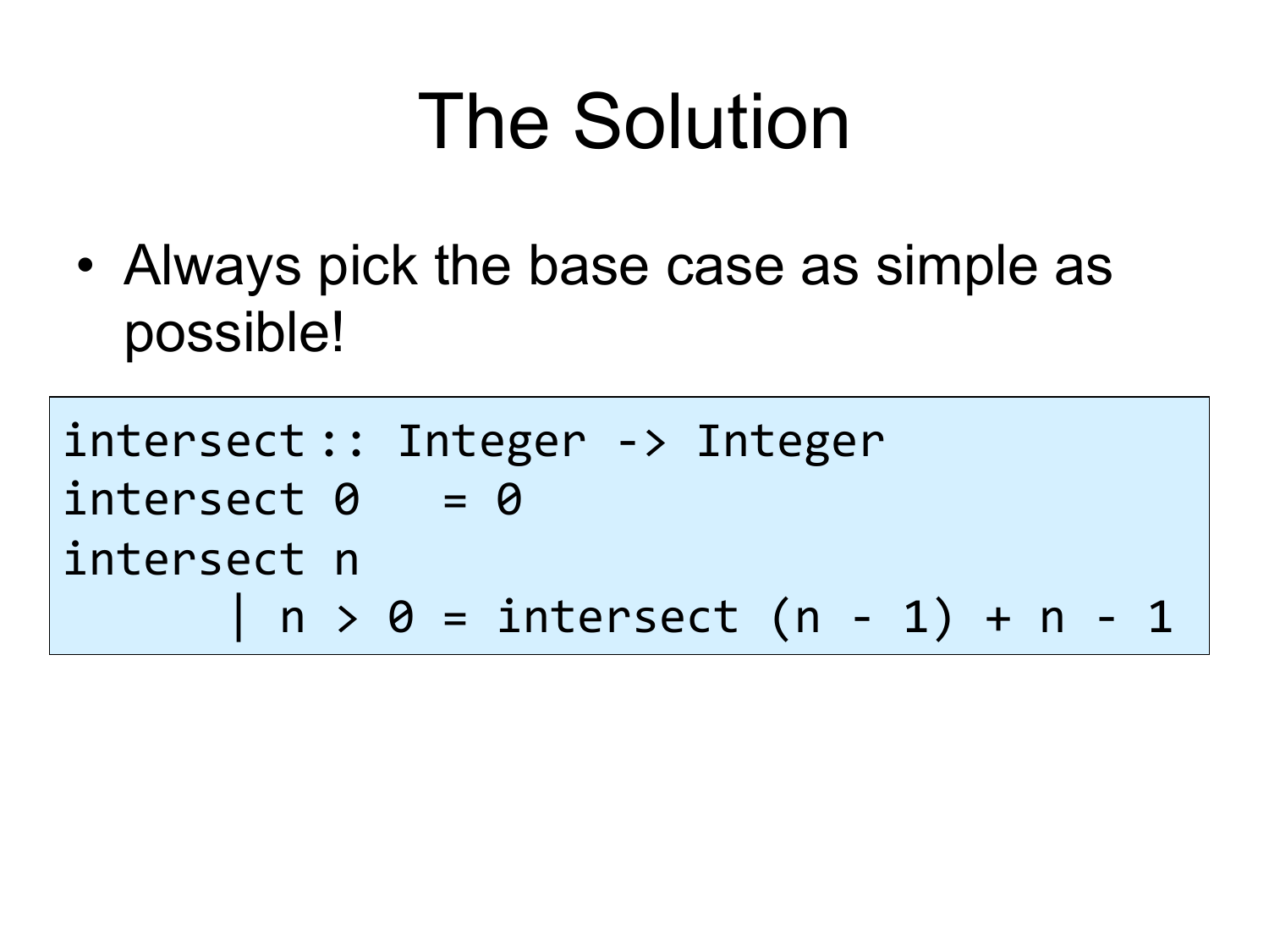# The Solution

- Always pick the base case as simple as possible!

```
intersect :: Integer -> Integer
intersect 0   = 0
intersect n
      | n > 0 = intersect (n - 1) + n - 1
```